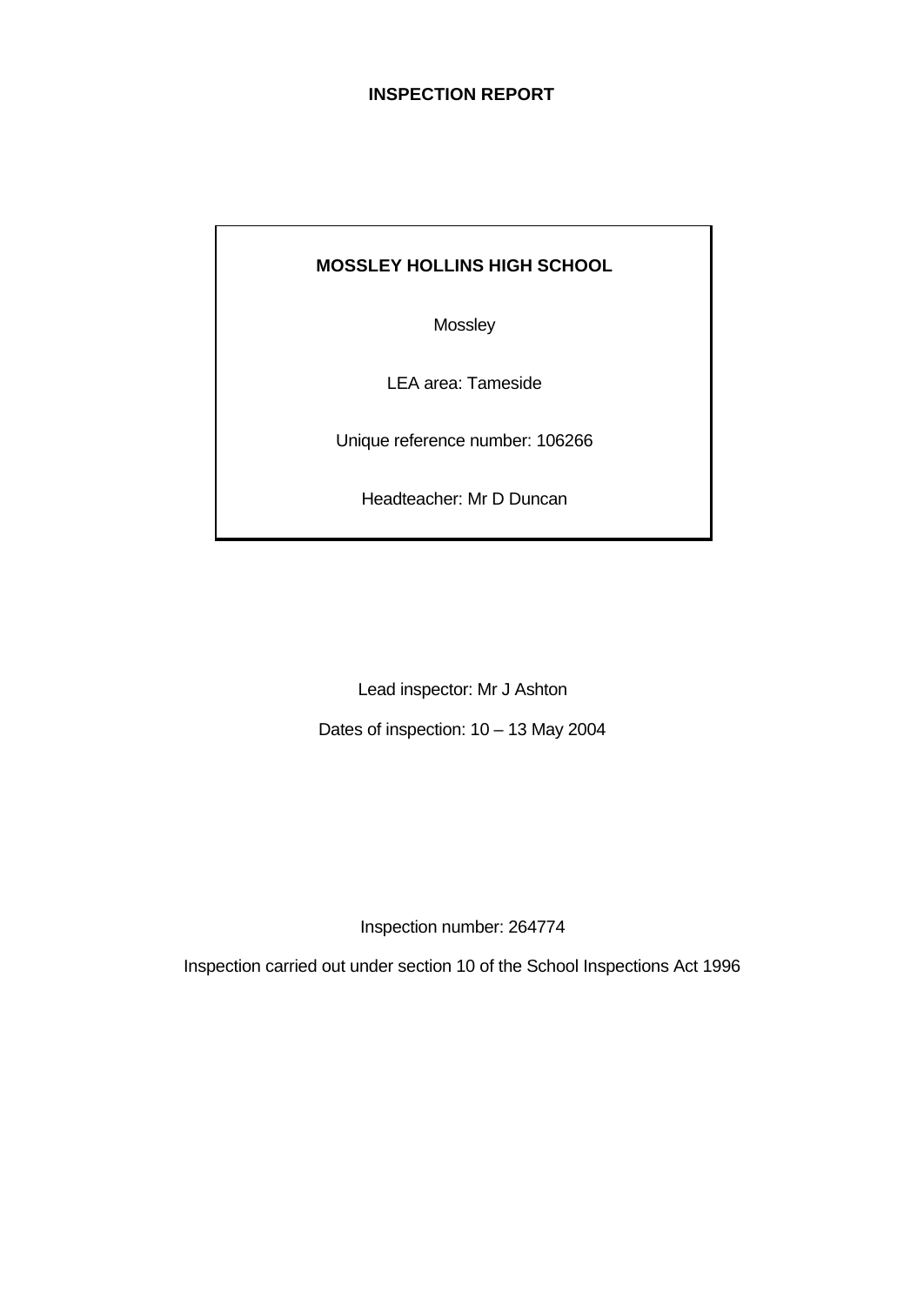**INSPECTION REPORT**

**MOSSLEY HOLLINS HIGH SCHOOL**

Mossley

LEA area: Tameside

Unique reference number: 106266

Headteacher: Mr D Duncan

Lead inspector: Mr J Ashton

Dates of inspection: 10 – 13 May 2004

Inspection number: 264774

Inspection carried out under section 10 of the School Inspections Act 1996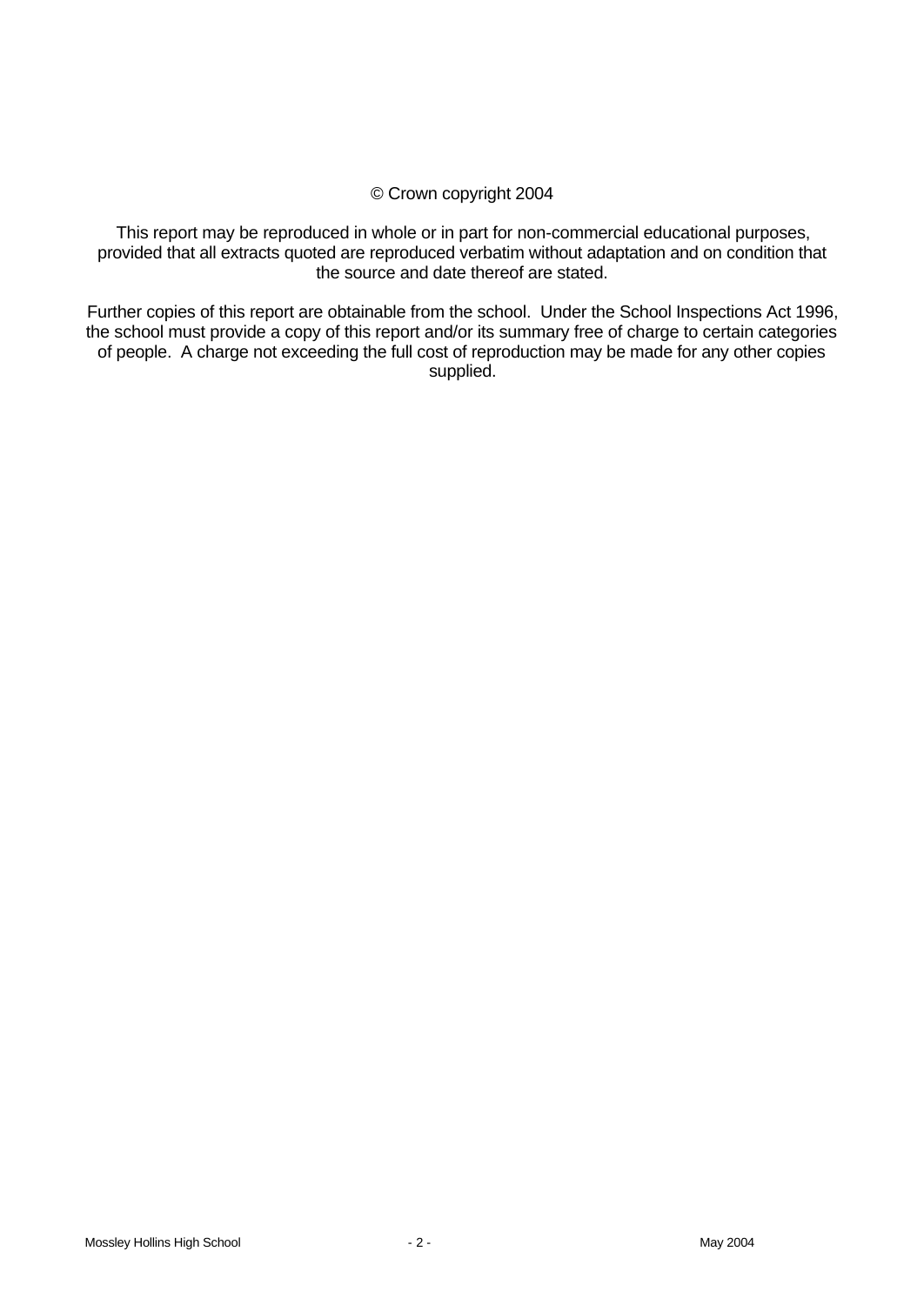© Crown copyright 2004

This report may be reproduced in whole or in part for non-commercial educational purposes, provided that all extracts quoted are reproduced verbatim without adaptation and on condition that the source and date thereof are stated.

Further copies of this report are obtainable from the school. Under the School Inspections Act 1996, the school must provide a copy of this report and/or its summary free of charge to certain categories of people. A charge not exceeding the full cost of reproduction may be made for any other copies supplied.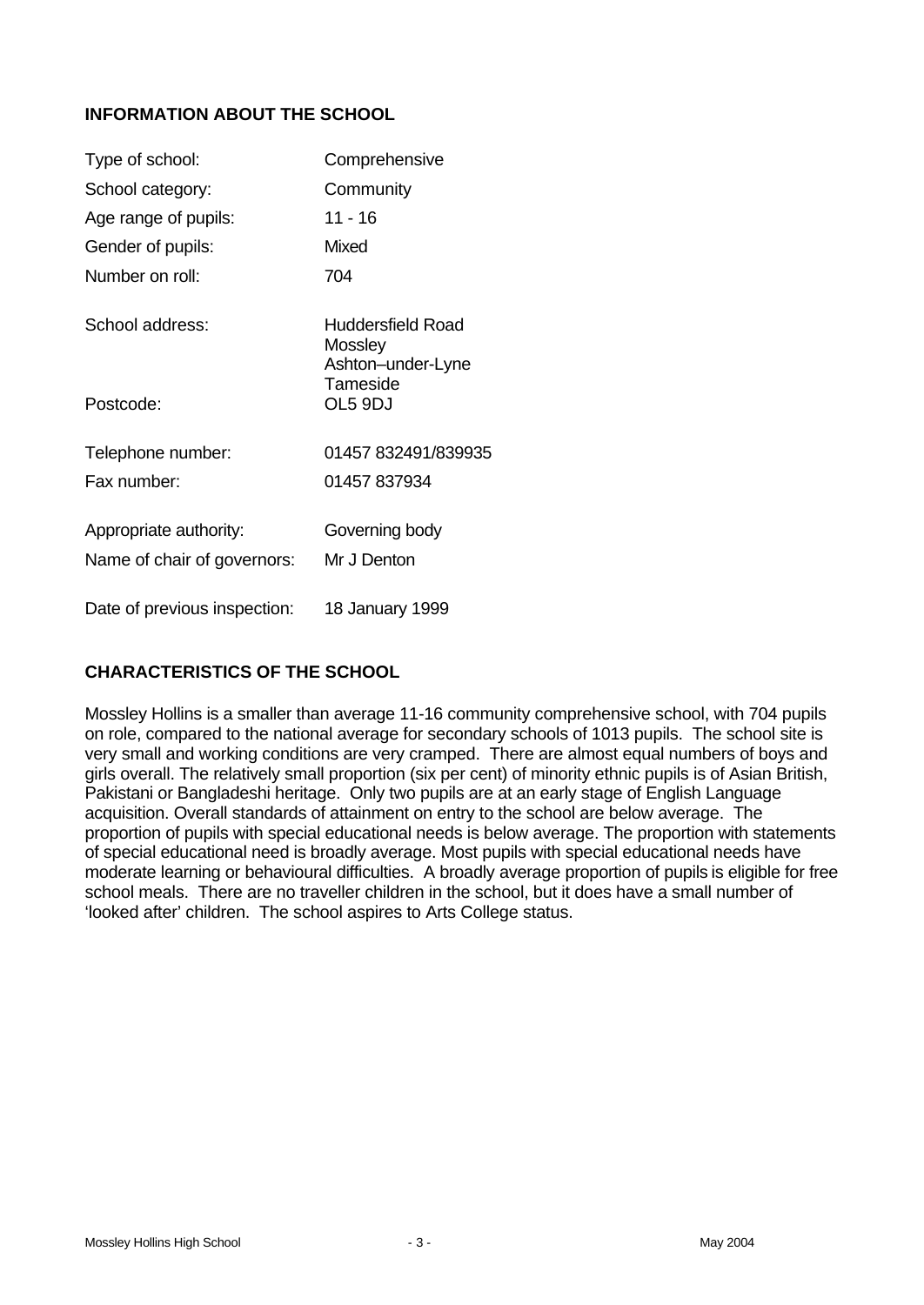## INFORMATION ABOUT THE SCHOOL

| | |
|---|---|
| Type of school: | Comprehensive |
| School category: | Community |
| Age range of pupils: | 11 - 16 |
| Gender of pupils: | Mixed |
| Number on roll: | 704 |
| School address: | Huddersfield Road<br>Mossley<br>Ashton–under-Lyne<br>Tameside |
| Postcode: | OL5 9DJ |
| Telephone number: | 01457 832491/839935 |
| Fax number: | 01457 837934 |
| Appropriate authority: | Governing body |
| Name of chair of governors: | Mr J Denton |
| Date of previous inspection: | 18 January 1999 |

## CHARACTERISTICS OF THE SCHOOL

Mossley Hollins is a smaller than average 11-16 community comprehensive school, with 704 pupils on role, compared to the national average for secondary schools of 1013 pupils. The school site is very small and working conditions are very cramped. There are almost equal numbers of boys and girls overall. The relatively small proportion (six per cent) of minority ethnic pupils is of Asian British, Pakistani or Bangladeshi heritage. Only two pupils are at an early stage of English Language acquisition. Overall standards of attainment on entry to the school are below average. The proportion of pupils with special educational needs is below average. The proportion with statements of special educational need is broadly average. Most pupils with special educational needs have moderate learning or behavioural difficulties. A broadly average proportion of pupils is eligible for free school meals. There are no traveller children in the school, but it does have a small number of 'looked after' children. The school aspires to Arts College status.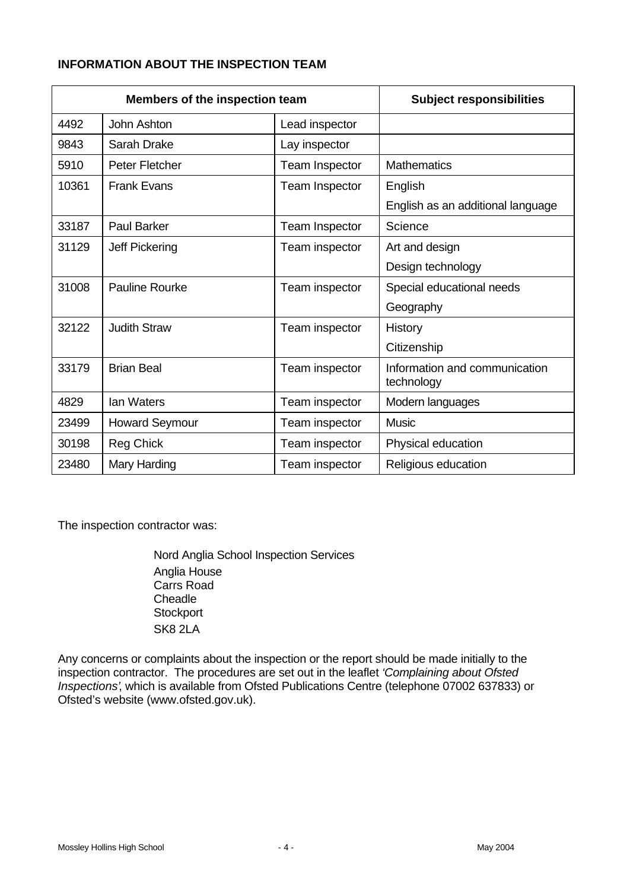**INFORMATION ABOUT THE INSPECTION TEAM**

| Members of the inspection team | | | Subject responsibilities |
|---|---|---|---|
| 4492 | John Ashton | Lead inspector | |
| 9843 | Sarah Drake | Lay inspector | |
| 5910 | Peter Fletcher | Team Inspector | Mathematics |
| 10361 | Frank Evans | Team Inspector | English<br>English as an additional language |
| 33187 | Paul Barker | Team Inspector | Science |
| 31129 | Jeff Pickering | Team inspector | Art and design<br>Design technology |
| 31008 | Pauline Rourke | Team inspector | Special educational needs<br>Geography |
| 32122 | Judith Straw | Team inspector | History<br>Citizenship |
| 33179 | Brian Beal | Team inspector | Information and communication technology |
| 4829 | Ian Waters | Team inspector | Modern languages |
| 23499 | Howard Seymour | Team inspector | Music |
| 30198 | Reg Chick | Team inspector | Physical education |
| 23480 | Mary Harding | Team inspector | Religious education |

The inspection contractor was:

Nord Anglia School Inspection Services
Anglia House
Carrs Road
Cheadle
Stockport
SK8 2LA

Any concerns or complaints about the inspection or the report should be made initially to the inspection contractor. The procedures are set out in the leaflet *'Complaining about Ofsted Inspections'*, which is available from Ofsted Publications Centre (telephone 07002 637833) or Ofsted's website (www.ofsted.gov.uk).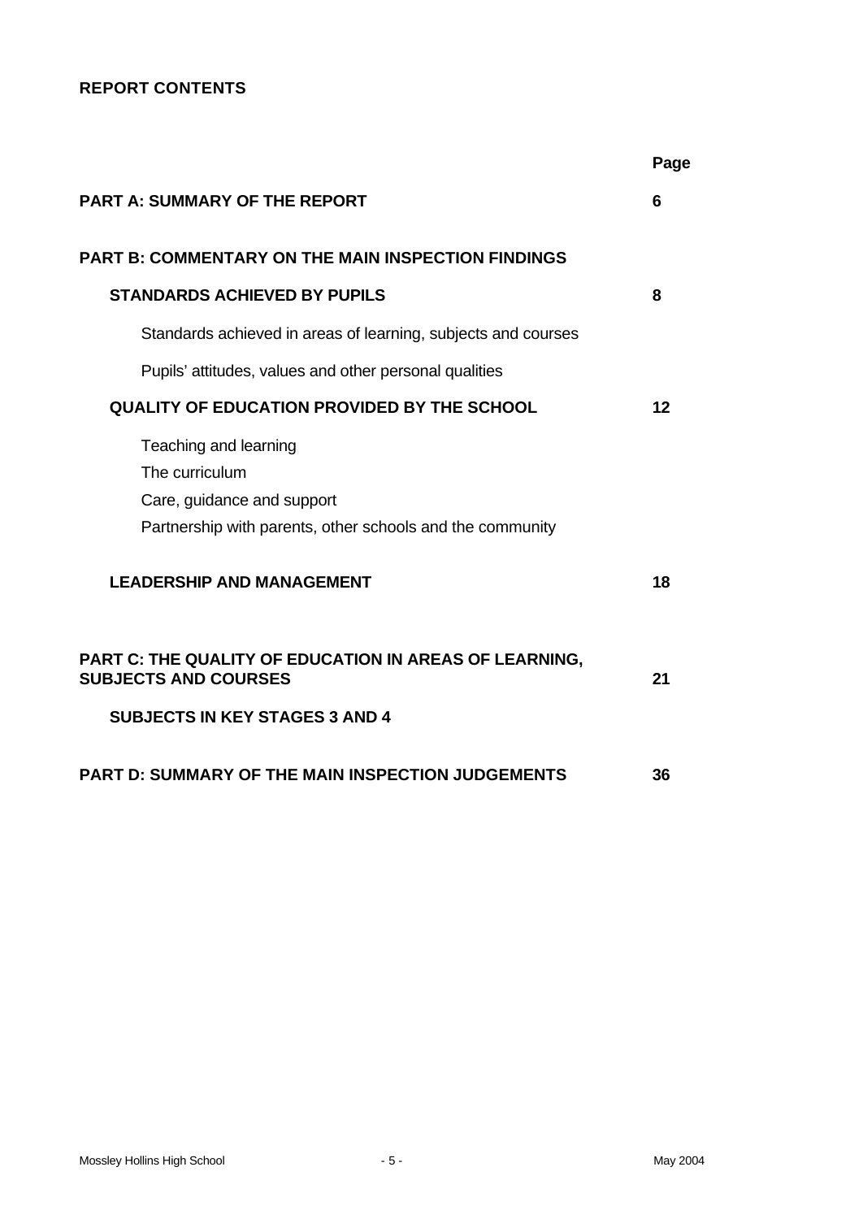## REPORT CONTENTS

| | Page |
|---|---|
| **PART A: SUMMARY OF THE REPORT** | **6** |
| **PART B: COMMENTARY ON THE MAIN INSPECTION FINDINGS** | |
| **STANDARDS ACHIEVED BY PUPILS** | **8** |
| Standards achieved in areas of learning, subjects and courses | |
| Pupils' attitudes, values and other personal qualities | |
| **QUALITY OF EDUCATION PROVIDED BY THE SCHOOL** | **12** |
| Teaching and learning | |
| The curriculum | |
| Care, guidance and support | |
| Partnership with parents, other schools and the community | |
| **LEADERSHIP AND MANAGEMENT** | **18** |
| **PART C: THE QUALITY OF EDUCATION IN AREAS OF LEARNING, SUBJECTS AND COURSES** | **21** |
| **SUBJECTS IN KEY STAGES 3 AND 4** | |
| **PART D: SUMMARY OF THE MAIN INSPECTION JUDGEMENTS** | **36** |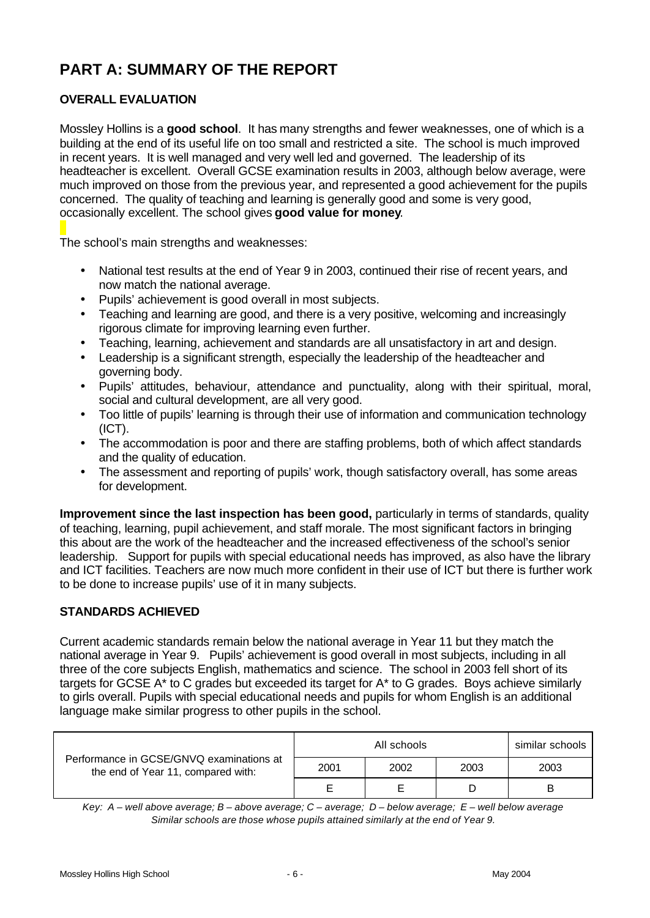# PART A: SUMMARY OF THE REPORT

### OVERALL EVALUATION

Mossley Hollins is a **good school**. It has many strengths and fewer weaknesses, one of which is a building at the end of its useful life on too small and restricted a site. The school is much improved in recent years. It is well managed and very well led and governed. The leadership of its headteacher is excellent. Overall GCSE examination results in 2003, although below average, were much improved on those from the previous year, and represented a good achievement for the pupils concerned. The quality of teaching and learning is generally good and some is very good, occasionally excellent. The school gives **good value for money**.

The school's main strengths and weaknesses:

- National test results at the end of Year 9 in 2003, continued their rise of recent years, and now match the national average.
- Pupils' achievement is good overall in most subjects.
- Teaching and learning are good, and there is a very positive, welcoming and increasingly rigorous climate for improving learning even further.
- Teaching, learning, achievement and standards are all unsatisfactory in art and design.
- Leadership is a significant strength, especially the leadership of the headteacher and governing body.
- Pupils' attitudes, behaviour, attendance and punctuality, along with their spiritual, moral, social and cultural development, are all very good.
- Too little of pupils' learning is through their use of information and communication technology (ICT).
- The accommodation is poor and there are staffing problems, both of which affect standards and the quality of education.
- The assessment and reporting of pupils' work, though satisfactory overall, has some areas for development.

**Improvement since the last inspection has been good,** particularly in terms of standards, quality of teaching, learning, pupil achievement, and staff morale. The most significant factors in bringing this about are the work of the headteacher and the increased effectiveness of the school's senior leadership. Support for pupils with special educational needs has improved, as also have the library and ICT facilities. Teachers are now much more confident in their use of ICT but there is further work to be done to increase pupils' use of it in many subjects.

### STANDARDS ACHIEVED

Current academic standards remain below the national average in Year 11 but they match the national average in Year 9. Pupils' achievement is good overall in most subjects, including in all three of the core subjects English, mathematics and science. The school in 2003 fell short of its targets for GCSE A* to C grades but exceeded its target for A* to G grades. Boys achieve similarly to girls overall. Pupils with special educational needs and pupils for whom English is an additional language make similar progress to other pupils in the school.

| Performance in GCSE/GNVQ examinations at the end of Year 11, compared with: | All schools | | | similar schools |
|---|---|---|---|---|
| | 2001 | 2002 | 2003 | 2003 |
| | E | E | D | B |

*Key: A – well above average; B – above average; C – average; D – below average; E – well below average*
*Similar schools are those whose pupils attained similarly at the end of Year 9.*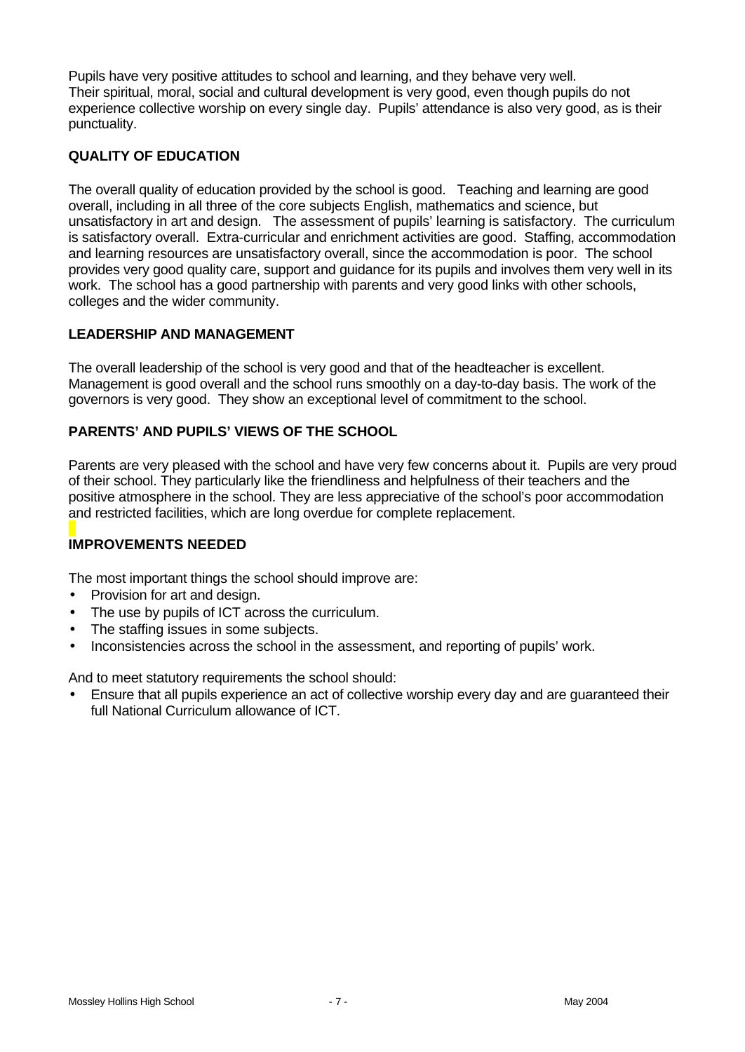Pupils have very positive attitudes to school and learning, and they behave very well. Their spiritual, moral, social and cultural development is very good, even though pupils do not experience collective worship on every single day. Pupils' attendance is also very good, as is their punctuality.

## QUALITY OF EDUCATION

The overall quality of education provided by the school is good. Teaching and learning are good overall, including in all three of the core subjects English, mathematics and science, but unsatisfactory in art and design. The assessment of pupils' learning is satisfactory. The curriculum is satisfactory overall. Extra-curricular and enrichment activities are good. Staffing, accommodation and learning resources are unsatisfactory overall, since the accommodation is poor. The school provides very good quality care, support and guidance for its pupils and involves them very well in its work. The school has a good partnership with parents and very good links with other schools, colleges and the wider community.

## LEADERSHIP AND MANAGEMENT

The overall leadership of the school is very good and that of the headteacher is excellent. Management is good overall and the school runs smoothly on a day-to-day basis. The work of the governors is very good. They show an exceptional level of commitment to the school.

## PARENTS' AND PUPILS' VIEWS OF THE SCHOOL

Parents are very pleased with the school and have very few concerns about it. Pupils are very proud of their school. They particularly like the friendliness and helpfulness of their teachers and the positive atmosphere in the school. They are less appreciative of the school's poor accommodation and restricted facilities, which are long overdue for complete replacement.

## IMPROVEMENTS NEEDED

The most important things the school should improve are:

- Provision for art and design.
- The use by pupils of ICT across the curriculum.
- The staffing issues in some subjects.
- Inconsistencies across the school in the assessment, and reporting of pupils' work.

And to meet statutory requirements the school should:

- Ensure that all pupils experience an act of collective worship every day and are guaranteed their full National Curriculum allowance of ICT.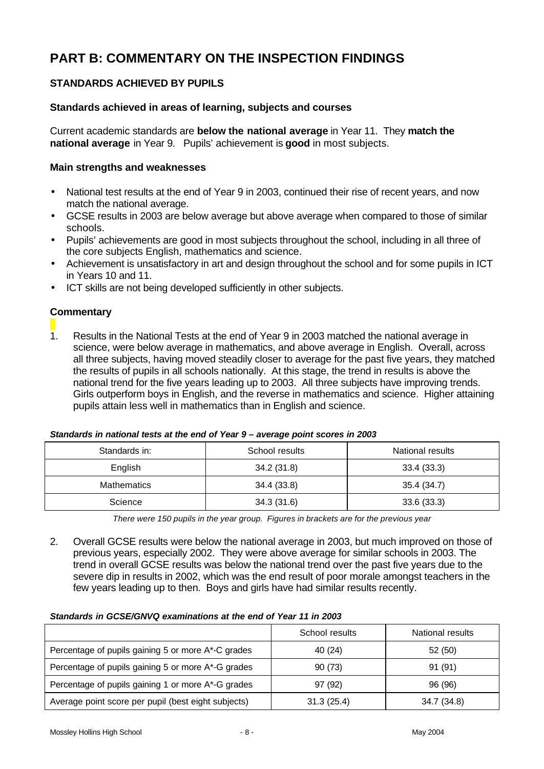# PART B: COMMENTARY ON THE INSPECTION FINDINGS

## STANDARDS ACHIEVED BY PUPILS

### Standards achieved in areas of learning, subjects and courses

Current academic standards are **below the national average** in Year 11. They **match the national average** in Year 9. Pupils' achievement is **good** in most subjects.

### Main strengths and weaknesses

- National test results at the end of Year 9 in 2003, continued their rise of recent years, and now match the national average.
- GCSE results in 2003 are below average but above average when compared to those of similar schools.
- Pupils' achievements are good in most subjects throughout the school, including in all three of the core subjects English, mathematics and science.
- Achievement is unsatisfactory in art and design throughout the school and for some pupils in ICT in Years 10 and 11.
- ICT skills are not being developed sufficiently in other subjects.

### Commentary

1. Results in the National Tests at the end of Year 9 in 2003 matched the national average in science, were below average in mathematics, and above average in English. Overall, across all three subjects, having moved steadily closer to average for the past five years, they matched the results of pupils in all schools nationally. At this stage, the trend in results is above the national trend for the five years leading up to 2003. All three subjects have improving trends. Girls outperform boys in English, and the reverse in mathematics and science. Higher attaining pupils attain less well in mathematics than in English and science.

***Standards in national tests at the end of Year 9 – average point scores in 2003***

| Standards in: | School results | National results |
|---|---|---|
| English | 34.2 (31.8) | 33.4 (33.3) |
| Mathematics | 34.4 (33.8) | 35.4 (34.7) |
| Science | 34.3 (31.6) | 33.6 (33.3) |

*There were 150 pupils in the year group. Figures in brackets are for the previous year*

2. Overall GCSE results were below the national average in 2003, but much improved on those of previous years, especially 2002. They were above average for similar schools in 2003. The trend in overall GCSE results was below the national trend over the past five years due to the severe dip in results in 2002, which was the end result of poor morale amongst teachers in the few years leading up to then. Boys and girls have had similar results recently.

***Standards in GCSE/GNVQ examinations at the end of Year 11 in 2003***

| | School results | National results |
|---|---|---|
| Percentage of pupils gaining 5 or more A*-C grades | 40 (24) | 52 (50) |
| Percentage of pupils gaining 5 or more A*-G grades | 90 (73) | 91 (91) |
| Percentage of pupils gaining 1 or more A*-G grades | 97 (92) | 96 (96) |
| Average point score per pupil (best eight subjects) | 31.3 (25.4) | 34.7 (34.8) |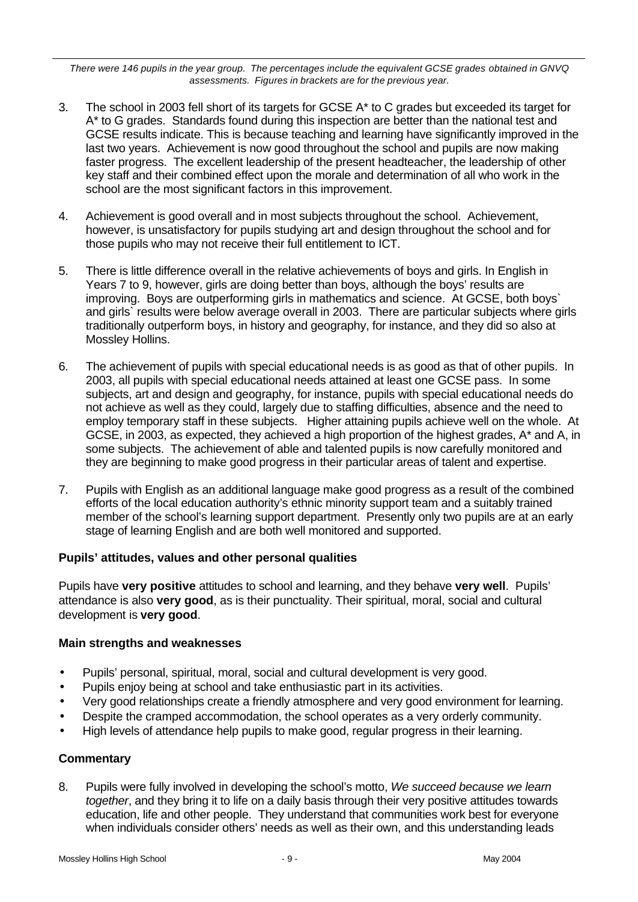*There were 146 pupils in the year group. The percentages include the equivalent GCSE grades obtained in GNVQ assessments. Figures in brackets are for the previous year.*

3. The school in 2003 fell short of its targets for GCSE A* to C grades but exceeded its target for A* to G grades. Standards found during this inspection are better than the national test and GCSE results indicate. This is because teaching and learning have significantly improved in the last two years. Achievement is now good throughout the school and pupils are now making faster progress. The excellent leadership of the present headteacher, the leadership of other key staff and their combined effect upon the morale and determination of all who work in the school are the most significant factors in this improvement.

4. Achievement is good overall and in most subjects throughout the school. Achievement, however, is unsatisfactory for pupils studying art and design throughout the school and for those pupils who may not receive their full entitlement to ICT.

5. There is little difference overall in the relative achievements of boys and girls. In English in Years 7 to 9, however, girls are doing better than boys, although the boys' results are improving. Boys are outperforming girls in mathematics and science. At GCSE, both boys` and girls` results were below average overall in 2003. There are particular subjects where girls traditionally outperform boys, in history and geography, for instance, and they did so also at Mossley Hollins.

6. The achievement of pupils with special educational needs is as good as that of other pupils. In 2003, all pupils with special educational needs attained at least one GCSE pass. In some subjects, art and design and geography, for instance, pupils with special educational needs do not achieve as well as they could, largely due to staffing difficulties, absence and the need to employ temporary staff in these subjects. Higher attaining pupils achieve well on the whole. At GCSE, in 2003, as expected, they achieved a high proportion of the highest grades, A* and A, in some subjects. The achievement of able and talented pupils is now carefully monitored and they are beginning to make good progress in their particular areas of talent and expertise.

7. Pupils with English as an additional language make good progress as a result of the combined efforts of the local education authority's ethnic minority support team and a suitably trained member of the school's learning support department. Presently only two pupils are at an early stage of learning English and are both well monitored and supported.

### Pupils' attitudes, values and other personal qualities

Pupils have **very positive** attitudes to school and learning, and they behave **very well**. Pupils' attendance is also **very good**, as is their punctuality. Their spiritual, moral, social and cultural development is **very good**.

### Main strengths and weaknesses

- Pupils' personal, spiritual, moral, social and cultural development is very good.
- Pupils enjoy being at school and take enthusiastic part in its activities.
- Very good relationships create a friendly atmosphere and very good environment for learning.
- Despite the cramped accommodation, the school operates as a very orderly community.
- High levels of attendance help pupils to make good, regular progress in their learning.

### Commentary

8. Pupils were fully involved in developing the school's motto, *We succeed because we learn together*, and they bring it to life on a daily basis through their very positive attitudes towards education, life and other people. They understand that communities work best for everyone when individuals consider others' needs as well as their own, and this understanding leads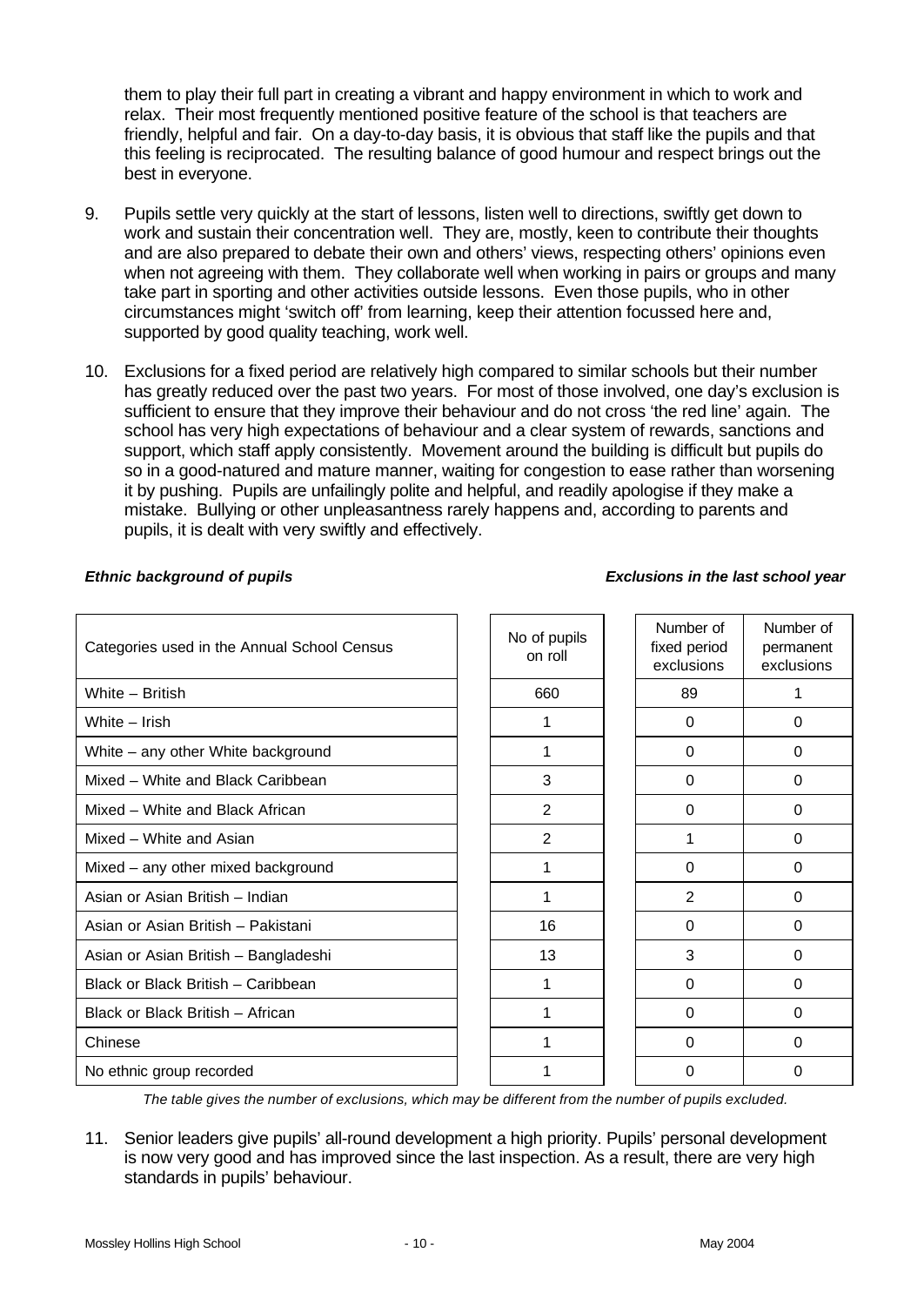them to play their full part in creating a vibrant and happy environment in which to work and relax. Their most frequently mentioned positive feature of the school is that teachers are friendly, helpful and fair. On a day-to-day basis, it is obvious that staff like the pupils and that this feeling is reciprocated. The resulting balance of good humour and respect brings out the best in everyone.

9. Pupils settle very quickly at the start of lessons, listen well to directions, swiftly get down to work and sustain their concentration well. They are, mostly, keen to contribute their thoughts and are also prepared to debate their own and others' views, respecting others' opinions even when not agreeing with them. They collaborate well when working in pairs or groups and many take part in sporting and other activities outside lessons. Even those pupils, who in other circumstances might 'switch off' from learning, keep their attention focussed here and, supported by good quality teaching, work well.

10. Exclusions for a fixed period are relatively high compared to similar schools but their number has greatly reduced over the past two years. For most of those involved, one day's exclusion is sufficient to ensure that they improve their behaviour and do not cross 'the red line' again. The school has very high expectations of behaviour and a clear system of rewards, sanctions and support, which staff apply consistently. Movement around the building is difficult but pupils do so in a good-natured and mature manner, waiting for congestion to ease rather than worsening it by pushing. Pupils are unfailingly polite and helpful, and readily apologise if they make a mistake. Bullying or other unpleasantness rarely happens and, according to parents and pupils, it is dealt with very swiftly and effectively.

***Ethnic background of pupils*** ***Exclusions in the last school year***

| Categories used in the Annual School Census | No of pupils on roll | Number of fixed period exclusions | Number of permanent exclusions |
|---|---|---|---|
| White – British | 660 | 89 | 1 |
| White – Irish | 1 | 0 | 0 |
| White – any other White background | 1 | 0 | 0 |
| Mixed – White and Black Caribbean | 3 | 0 | 0 |
| Mixed – White and Black African | 2 | 0 | 0 |
| Mixed – White and Asian | 2 | 1 | 0 |
| Mixed – any other mixed background | 1 | 0 | 0 |
| Asian or Asian British – Indian | 1 | 2 | 0 |
| Asian or Asian British – Pakistani | 16 | 0 | 0 |
| Asian or Asian British – Bangladeshi | 13 | 3 | 0 |
| Black or Black British – Caribbean | 1 | 0 | 0 |
| Black or Black British – African | 1 | 0 | 0 |
| Chinese | 1 | 0 | 0 |
| No ethnic group recorded | 1 | 0 | 0 |

*The table gives the number of exclusions, which may be different from the number of pupils excluded.*

11. Senior leaders give pupils' all-round development a high priority. Pupils' personal development is now very good and has improved since the last inspection. As a result, there are very high standards in pupils' behaviour.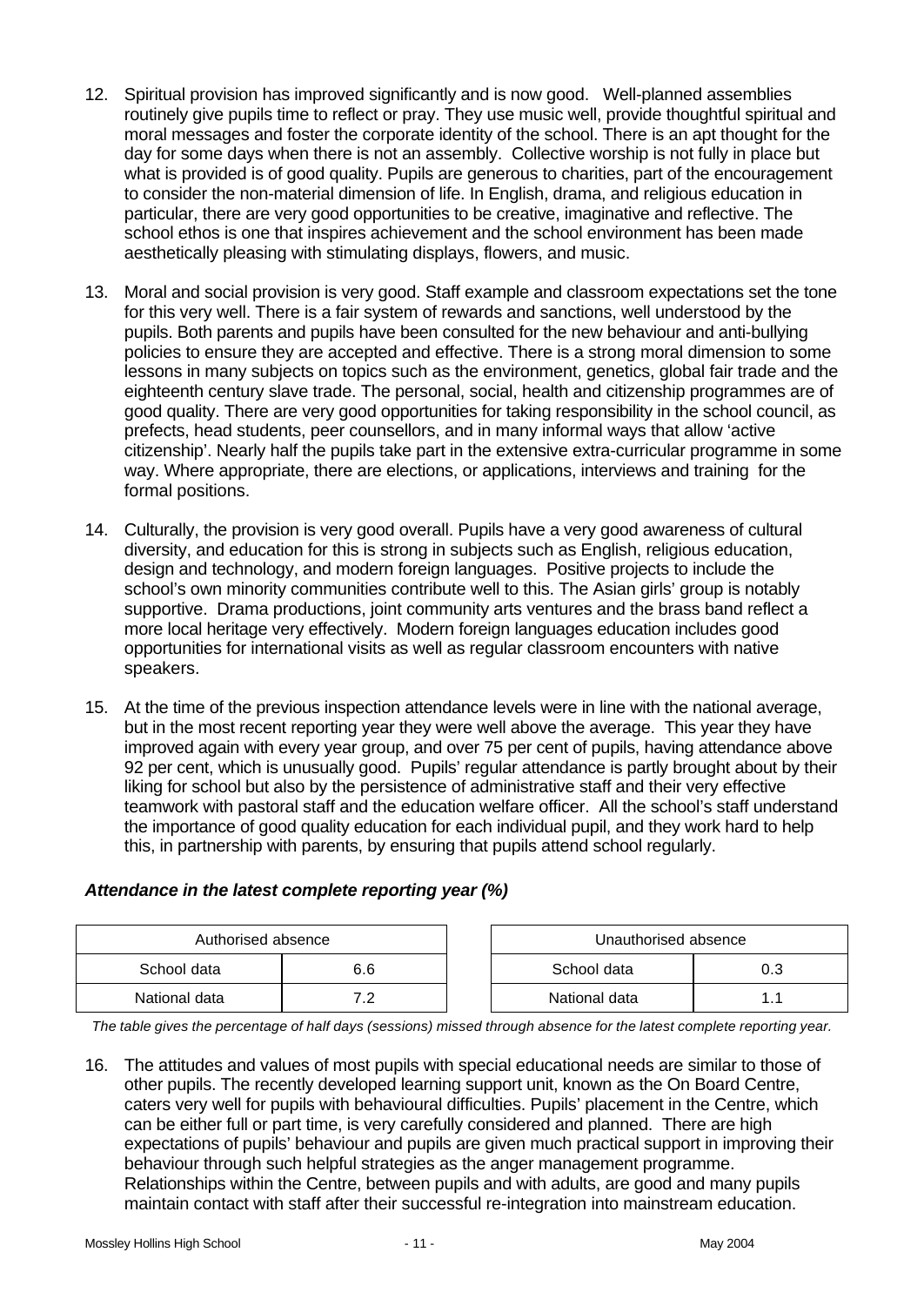12. Spiritual provision has improved significantly and is now good. Well-planned assemblies routinely give pupils time to reflect or pray. They use music well, provide thoughtful spiritual and moral messages and foster the corporate identity of the school. There is an apt thought for the day for some days when there is not an assembly. Collective worship is not fully in place but what is provided is of good quality. Pupils are generous to charities, part of the encouragement to consider the non-material dimension of life. In English, drama, and religious education in particular, there are very good opportunities to be creative, imaginative and reflective. The school ethos is one that inspires achievement and the school environment has been made aesthetically pleasing with stimulating displays, flowers, and music.

13. Moral and social provision is very good. Staff example and classroom expectations set the tone for this very well. There is a fair system of rewards and sanctions, well understood by the pupils. Both parents and pupils have been consulted for the new behaviour and anti-bullying policies to ensure they are accepted and effective. There is a strong moral dimension to some lessons in many subjects on topics such as the environment, genetics, global fair trade and the eighteenth century slave trade. The personal, social, health and citizenship programmes are of good quality. There are very good opportunities for taking responsibility in the school council, as prefects, head students, peer counsellors, and in many informal ways that allow 'active citizenship'. Nearly half the pupils take part in the extensive extra-curricular programme in some way. Where appropriate, there are elections, or applications, interviews and training for the formal positions.

14. Culturally, the provision is very good overall. Pupils have a very good awareness of cultural diversity, and education for this is strong in subjects such as English, religious education, design and technology, and modern foreign languages. Positive projects to include the school's own minority communities contribute well to this. The Asian girls' group is notably supportive. Drama productions, joint community arts ventures and the brass band reflect a more local heritage very effectively. Modern foreign languages education includes good opportunities for international visits as well as regular classroom encounters with native speakers.

15. At the time of the previous inspection attendance levels were in line with the national average, but in the most recent reporting year they were well above the average. This year they have improved again with every year group, and over 75 per cent of pupils, having attendance above 92 per cent, which is unusually good. Pupils' regular attendance is partly brought about by their liking for school but also by the persistence of administrative staff and their very effective teamwork with pastoral staff and the education welfare officer. All the school's staff understand the importance of good quality education for each individual pupil, and they work hard to help this, in partnership with parents, by ensuring that pupils attend school regularly.

### *Attendance in the latest complete reporting year (%)*

| Authorised absence | |
|---|---|
| School data | 6.6 |
| National data | 7.2 |

| Unauthorised absence | |
|---|---|
| School data | 0.3 |
| National data | 1.1 |

*The table gives the percentage of half days (sessions) missed through absence for the latest complete reporting year.*

16. The attitudes and values of most pupils with special educational needs are similar to those of other pupils. The recently developed learning support unit, known as the On Board Centre, caters very well for pupils with behavioural difficulties. Pupils' placement in the Centre, which can be either full or part time, is very carefully considered and planned. There are high expectations of pupils' behaviour and pupils are given much practical support in improving their behaviour through such helpful strategies as the anger management programme. Relationships within the Centre, between pupils and with adults, are good and many pupils maintain contact with staff after their successful re-integration into mainstream education.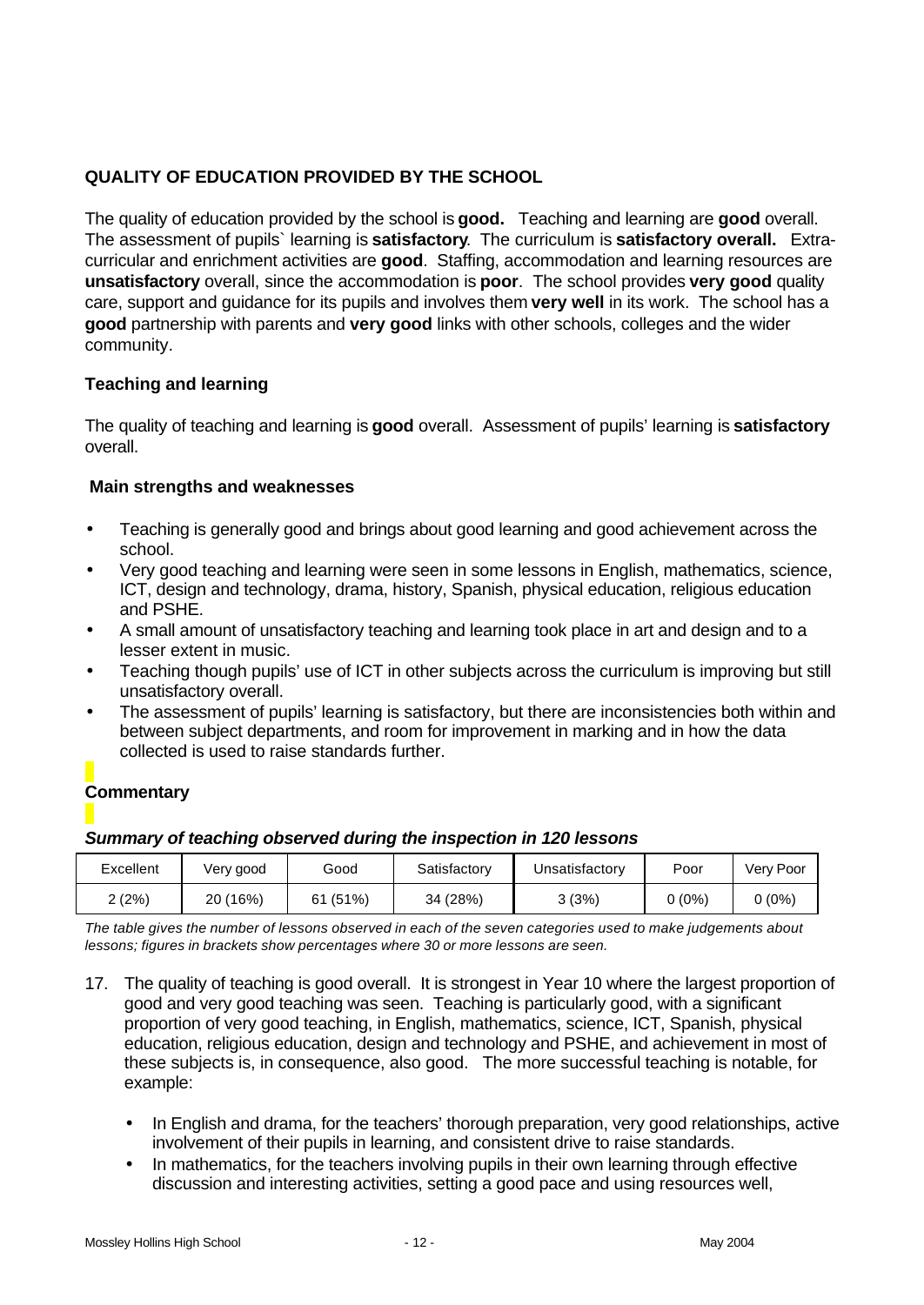## QUALITY OF EDUCATION PROVIDED BY THE SCHOOL

The quality of education provided by the school is **good.** Teaching and learning are **good** overall. The assessment of pupils` learning is **satisfactory**. The curriculum is **satisfactory overall.** Extra-curricular and enrichment activities are **good**. Staffing, accommodation and learning resources are **unsatisfactory** overall, since the accommodation is **poor**. The school provides **very good** quality care, support and guidance for its pupils and involves them **very well** in its work. The school has a **good** partnership with parents and **very good** links with other schools, colleges and the wider community.

### Teaching and learning

The quality of teaching and learning is **good** overall. Assessment of pupils' learning is **satisfactory** overall.

#### Main strengths and weaknesses

- Teaching is generally good and brings about good learning and good achievement across the school.
- Very good teaching and learning were seen in some lessons in English, mathematics, science, ICT, design and technology, drama, history, Spanish, physical education, religious education and PSHE.
- A small amount of unsatisfactory teaching and learning took place in art and design and to a lesser extent in music.
- Teaching though pupils' use of ICT in other subjects across the curriculum is improving but still unsatisfactory overall.
- The assessment of pupils' learning is satisfactory, but there are inconsistencies both within and between subject departments, and room for improvement in marking and in how the data collected is used to raise standards further.

#### Commentary

***Summary of teaching observed during the inspection in 120 lessons***

| Excellent | Very good | Good | Satisfactory | Unsatisfactory | Poor | Very Poor |
|---|---|---|---|---|---|---|
| 2 (2%) | 20 (16%) | 61 (51%) | 34 (28%) | 3 (3%) | 0 (0%) | 0 (0%) |

*The table gives the number of lessons observed in each of the seven categories used to make judgements about lessons; figures in brackets show percentages where 30 or more lessons are seen.*

17. The quality of teaching is good overall. It is strongest in Year 10 where the largest proportion of good and very good teaching was seen. Teaching is particularly good, with a significant proportion of very good teaching, in English, mathematics, science, ICT, Spanish, physical education, religious education, design and technology and PSHE, and achievement in most of these subjects is, in consequence, also good. The more successful teaching is notable, for example:

    - In English and drama, for the teachers' thorough preparation, very good relationships, active involvement of their pupils in learning, and consistent drive to raise standards.
    - In mathematics, for the teachers involving pupils in their own learning through effective discussion and interesting activities, setting a good pace and using resources well,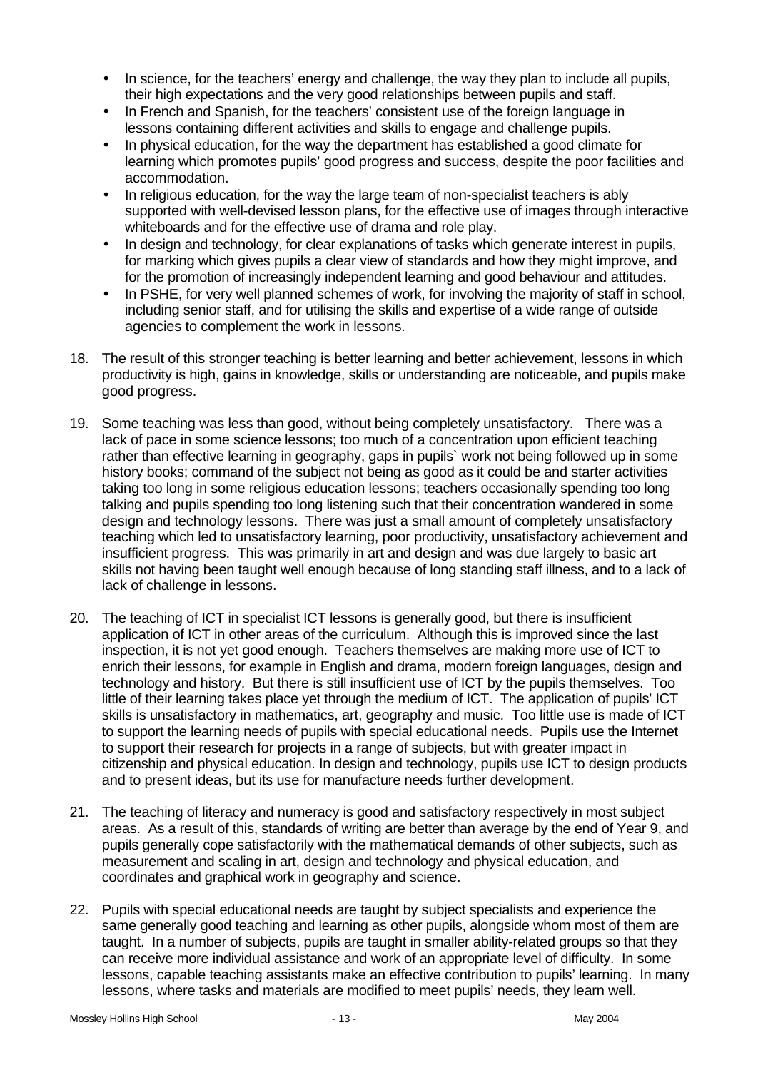- In science, for the teachers' energy and challenge, the way they plan to include all pupils, their high expectations and the very good relationships between pupils and staff.
- In French and Spanish, for the teachers' consistent use of the foreign language in lessons containing different activities and skills to engage and challenge pupils.
- In physical education, for the way the department has established a good climate for learning which promotes pupils' good progress and success, despite the poor facilities and accommodation.
- In religious education, for the way the large team of non-specialist teachers is ably supported with well-devised lesson plans, for the effective use of images through interactive whiteboards and for the effective use of drama and role play.
- In design and technology, for clear explanations of tasks which generate interest in pupils, for marking which gives pupils a clear view of standards and how they might improve, and for the promotion of increasingly independent learning and good behaviour and attitudes.
- In PSHE, for very well planned schemes of work, for involving the majority of staff in school, including senior staff, and for utilising the skills and expertise of a wide range of outside agencies to complement the work in lessons.

18. The result of this stronger teaching is better learning and better achievement, lessons in which productivity is high, gains in knowledge, skills or understanding are noticeable, and pupils make good progress.

19. Some teaching was less than good, without being completely unsatisfactory. There was a lack of pace in some science lessons; too much of a concentration upon efficient teaching rather than effective learning in geography, gaps in pupils` work not being followed up in some history books; command of the subject not being as good as it could be and starter activities taking too long in some religious education lessons; teachers occasionally spending too long talking and pupils spending too long listening such that their concentration wandered in some design and technology lessons. There was just a small amount of completely unsatisfactory teaching which led to unsatisfactory learning, poor productivity, unsatisfactory achievement and insufficient progress. This was primarily in art and design and was due largely to basic art skills not having been taught well enough because of long standing staff illness, and to a lack of lack of challenge in lessons.

20. The teaching of ICT in specialist ICT lessons is generally good, but there is insufficient application of ICT in other areas of the curriculum. Although this is improved since the last inspection, it is not yet good enough. Teachers themselves are making more use of ICT to enrich their lessons, for example in English and drama, modern foreign languages, design and technology and history. But there is still insufficient use of ICT by the pupils themselves. Too little of their learning takes place yet through the medium of ICT. The application of pupils' ICT skills is unsatisfactory in mathematics, art, geography and music. Too little use is made of ICT to support the learning needs of pupils with special educational needs. Pupils use the Internet to support their research for projects in a range of subjects, but with greater impact in citizenship and physical education. In design and technology, pupils use ICT to design products and to present ideas, but its use for manufacture needs further development.

21. The teaching of literacy and numeracy is good and satisfactory respectively in most subject areas. As a result of this, standards of writing are better than average by the end of Year 9, and pupils generally cope satisfactorily with the mathematical demands of other subjects, such as measurement and scaling in art, design and technology and physical education, and coordinates and graphical work in geography and science.

22. Pupils with special educational needs are taught by subject specialists and experience the same generally good teaching and learning as other pupils, alongside whom most of them are taught. In a number of subjects, pupils are taught in smaller ability-related groups so that they can receive more individual assistance and work of an appropriate level of difficulty. In some lessons, capable teaching assistants make an effective contribution to pupils' learning. In many lessons, where tasks and materials are modified to meet pupils' needs, they learn well.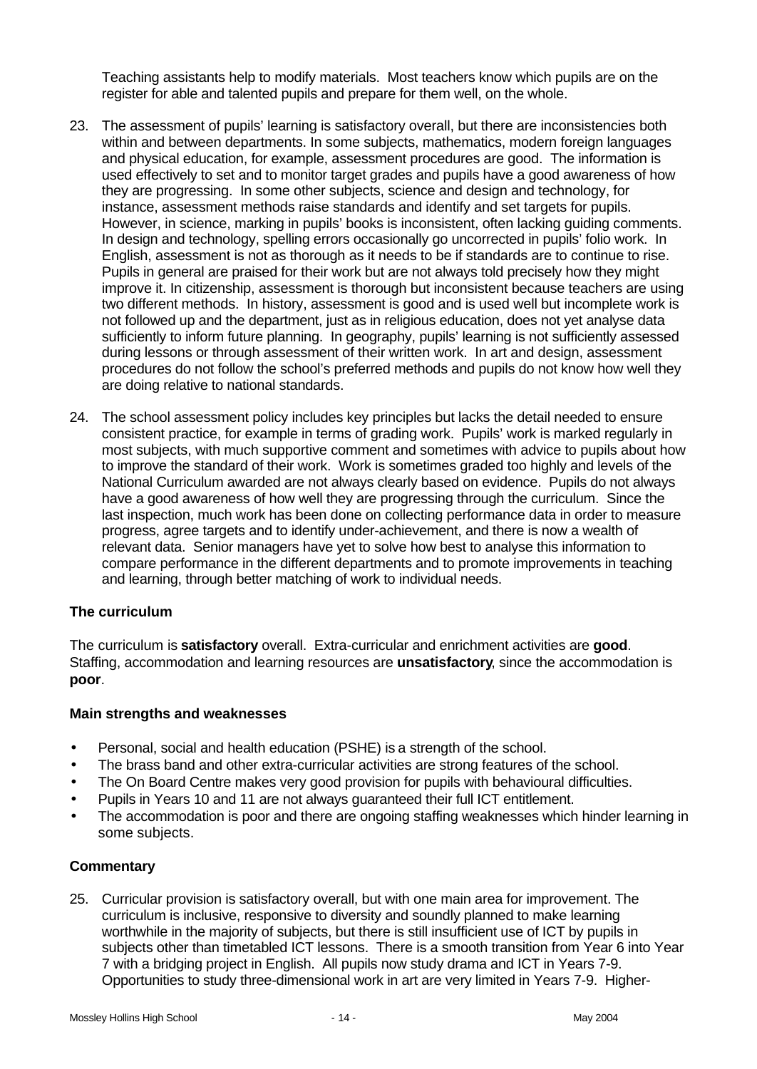Teaching assistants help to modify materials. Most teachers know which pupils are on the register for able and talented pupils and prepare for them well, on the whole.

23. The assessment of pupils' learning is satisfactory overall, but there are inconsistencies both within and between departments. In some subjects, mathematics, modern foreign languages and physical education, for example, assessment procedures are good. The information is used effectively to set and to monitor target grades and pupils have a good awareness of how they are progressing. In some other subjects, science and design and technology, for instance, assessment methods raise standards and identify and set targets for pupils. However, in science, marking in pupils' books is inconsistent, often lacking guiding comments. In design and technology, spelling errors occasionally go uncorrected in pupils' folio work. In English, assessment is not as thorough as it needs to be if standards are to continue to rise. Pupils in general are praised for their work but are not always told precisely how they might improve it. In citizenship, assessment is thorough but inconsistent because teachers are using two different methods. In history, assessment is good and is used well but incomplete work is not followed up and the department, just as in religious education, does not yet analyse data sufficiently to inform future planning. In geography, pupils' learning is not sufficiently assessed during lessons or through assessment of their written work. In art and design, assessment procedures do not follow the school's preferred methods and pupils do not know how well they are doing relative to national standards.

24. The school assessment policy includes key principles but lacks the detail needed to ensure consistent practice, for example in terms of grading work. Pupils' work is marked regularly in most subjects, with much supportive comment and sometimes with advice to pupils about how to improve the standard of their work. Work is sometimes graded too highly and levels of the National Curriculum awarded are not always clearly based on evidence. Pupils do not always have a good awareness of how well they are progressing through the curriculum. Since the last inspection, much work has been done on collecting performance data in order to measure progress, agree targets and to identify under-achievement, and there is now a wealth of relevant data. Senior managers have yet to solve how best to analyse this information to compare performance in the different departments and to promote improvements in teaching and learning, through better matching of work to individual needs.

### The curriculum

The curriculum is **satisfactory** overall. Extra-curricular and enrichment activities are **good**. Staffing, accommodation and learning resources are **unsatisfactory**, since the accommodation is **poor**.

### Main strengths and weaknesses

- Personal, social and health education (PSHE) is a strength of the school.
- The brass band and other extra-curricular activities are strong features of the school.
- The On Board Centre makes very good provision for pupils with behavioural difficulties.
- Pupils in Years 10 and 11 are not always guaranteed their full ICT entitlement.
- The accommodation is poor and there are ongoing staffing weaknesses which hinder learning in some subjects.

### Commentary

25. Curricular provision is satisfactory overall, but with one main area for improvement. The curriculum is inclusive, responsive to diversity and soundly planned to make learning worthwhile in the majority of subjects, but there is still insufficient use of ICT by pupils in subjects other than timetabled ICT lessons. There is a smooth transition from Year 6 into Year 7 with a bridging project in English. All pupils now study drama and ICT in Years 7-9. Opportunities to study three-dimensional work in art are very limited in Years 7-9. Higher-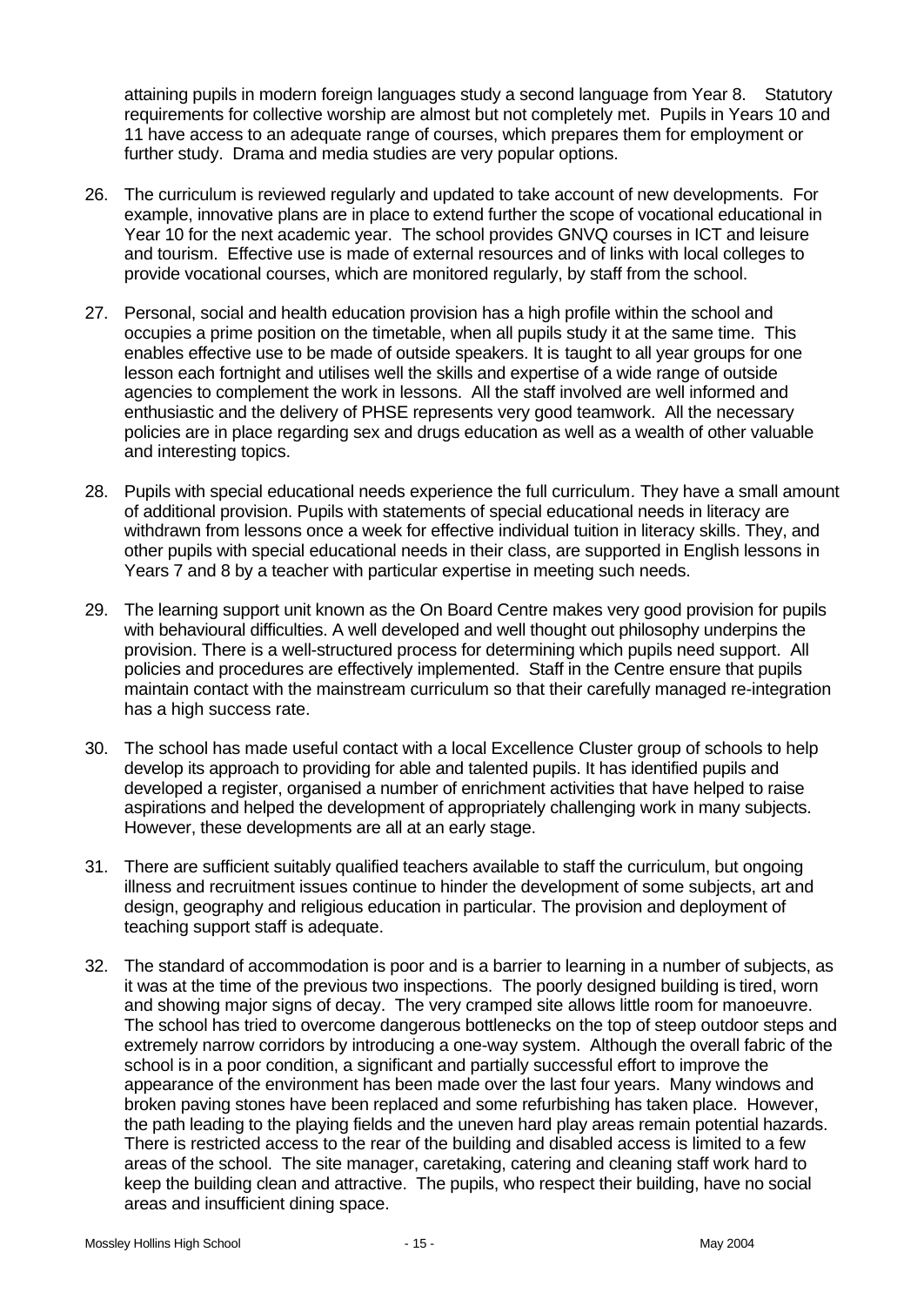attaining pupils in modern foreign languages study a second language from Year 8. Statutory requirements for collective worship are almost but not completely met. Pupils in Years 10 and 11 have access to an adequate range of courses, which prepares them for employment or further study. Drama and media studies are very popular options.

26. The curriculum is reviewed regularly and updated to take account of new developments. For example, innovative plans are in place to extend further the scope of vocational educational in Year 10 for the next academic year. The school provides GNVQ courses in ICT and leisure and tourism. Effective use is made of external resources and of links with local colleges to provide vocational courses, which are monitored regularly, by staff from the school.

27. Personal, social and health education provision has a high profile within the school and occupies a prime position on the timetable, when all pupils study it at the same time. This enables effective use to be made of outside speakers. It is taught to all year groups for one lesson each fortnight and utilises well the skills and expertise of a wide range of outside agencies to complement the work in lessons. All the staff involved are well informed and enthusiastic and the delivery of PHSE represents very good teamwork. All the necessary policies are in place regarding sex and drugs education as well as a wealth of other valuable and interesting topics.

28. Pupils with special educational needs experience the full curriculum. They have a small amount of additional provision. Pupils with statements of special educational needs in literacy are withdrawn from lessons once a week for effective individual tuition in literacy skills. They, and other pupils with special educational needs in their class, are supported in English lessons in Years 7 and 8 by a teacher with particular expertise in meeting such needs.

29. The learning support unit known as the On Board Centre makes very good provision for pupils with behavioural difficulties. A well developed and well thought out philosophy underpins the provision. There is a well-structured process for determining which pupils need support. All policies and procedures are effectively implemented. Staff in the Centre ensure that pupils maintain contact with the mainstream curriculum so that their carefully managed re-integration has a high success rate.

30. The school has made useful contact with a local Excellence Cluster group of schools to help develop its approach to providing for able and talented pupils. It has identified pupils and developed a register, organised a number of enrichment activities that have helped to raise aspirations and helped the development of appropriately challenging work in many subjects. However, these developments are all at an early stage.

31. There are sufficient suitably qualified teachers available to staff the curriculum, but ongoing illness and recruitment issues continue to hinder the development of some subjects, art and design, geography and religious education in particular. The provision and deployment of teaching support staff is adequate.

32. The standard of accommodation is poor and is a barrier to learning in a number of subjects, as it was at the time of the previous two inspections. The poorly designed building is tired, worn and showing major signs of decay. The very cramped site allows little room for manoeuvre. The school has tried to overcome dangerous bottlenecks on the top of steep outdoor steps and extremely narrow corridors by introducing a one-way system. Although the overall fabric of the school is in a poor condition, a significant and partially successful effort to improve the appearance of the environment has been made over the last four years. Many windows and broken paving stones have been replaced and some refurbishing has taken place. However, the path leading to the playing fields and the uneven hard play areas remain potential hazards. There is restricted access to the rear of the building and disabled access is limited to a few areas of the school. The site manager, caretaking, catering and cleaning staff work hard to keep the building clean and attractive. The pupils, who respect their building, have no social areas and insufficient dining space.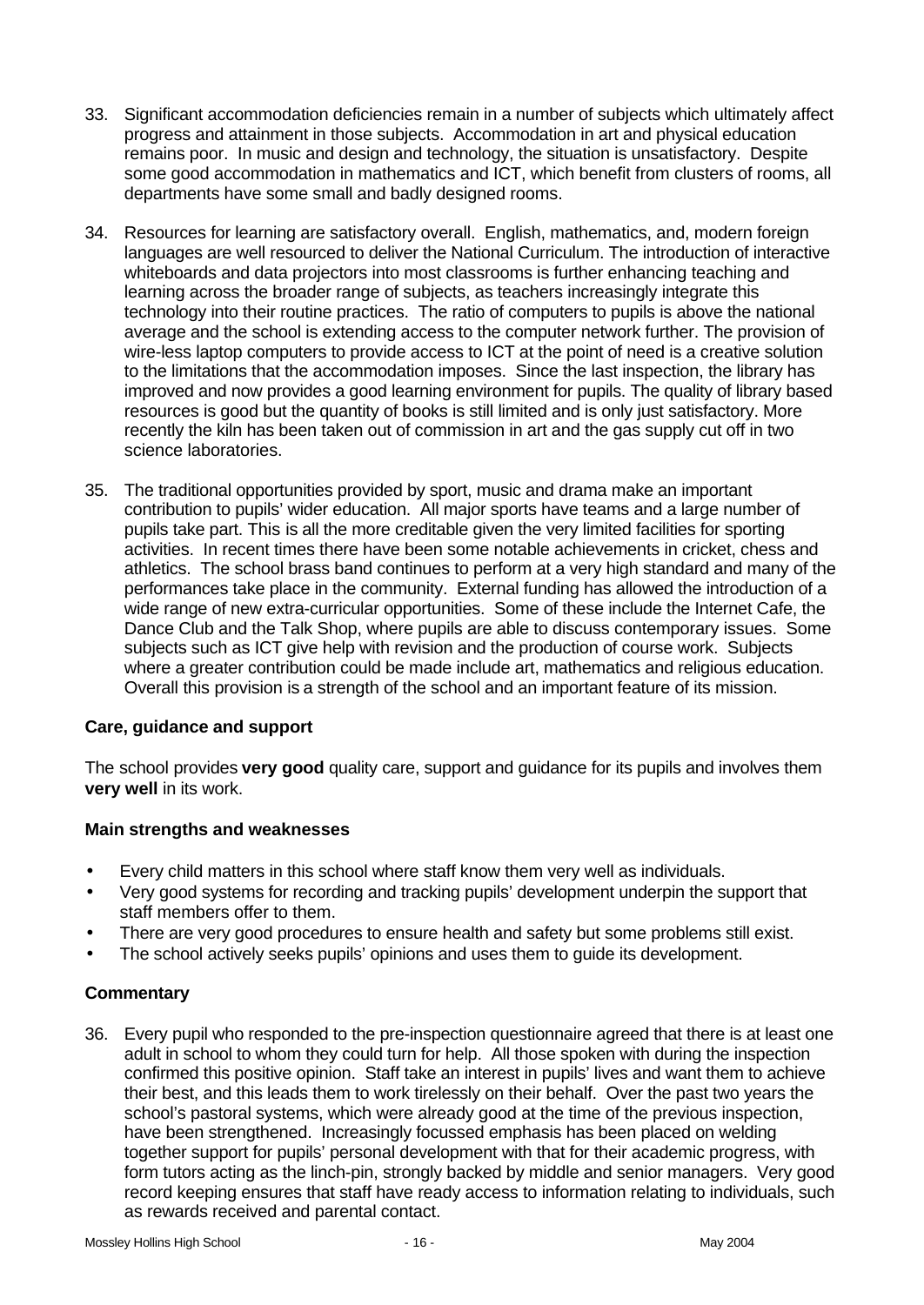33. Significant accommodation deficiencies remain in a number of subjects which ultimately affect progress and attainment in those subjects. Accommodation in art and physical education remains poor. In music and design and technology, the situation is unsatisfactory. Despite some good accommodation in mathematics and ICT, which benefit from clusters of rooms, all departments have some small and badly designed rooms.

34. Resources for learning are satisfactory overall. English, mathematics, and, modern foreign languages are well resourced to deliver the National Curriculum. The introduction of interactive whiteboards and data projectors into most classrooms is further enhancing teaching and learning across the broader range of subjects, as teachers increasingly integrate this technology into their routine practices. The ratio of computers to pupils is above the national average and the school is extending access to the computer network further. The provision of wire-less laptop computers to provide access to ICT at the point of need is a creative solution to the limitations that the accommodation imposes. Since the last inspection, the library has improved and now provides a good learning environment for pupils. The quality of library based resources is good but the quantity of books is still limited and is only just satisfactory. More recently the kiln has been taken out of commission in art and the gas supply cut off in two science laboratories.

35. The traditional opportunities provided by sport, music and drama make an important contribution to pupils' wider education. All major sports have teams and a large number of pupils take part. This is all the more creditable given the very limited facilities for sporting activities. In recent times there have been some notable achievements in cricket, chess and athletics. The school brass band continues to perform at a very high standard and many of the performances take place in the community. External funding has allowed the introduction of a wide range of new extra-curricular opportunities. Some of these include the Internet Cafe, the Dance Club and the Talk Shop, where pupils are able to discuss contemporary issues. Some subjects such as ICT give help with revision and the production of course work. Subjects where a greater contribution could be made include art, mathematics and religious education. Overall this provision is a strength of the school and an important feature of its mission.

### Care, guidance and support

The school provides **very good** quality care, support and guidance for its pupils and involves them **very well** in its work.

### Main strengths and weaknesses

- Every child matters in this school where staff know them very well as individuals.
- Very good systems for recording and tracking pupils' development underpin the support that staff members offer to them.
- There are very good procedures to ensure health and safety but some problems still exist.
- The school actively seeks pupils' opinions and uses them to guide its development.

### Commentary

36. Every pupil who responded to the pre-inspection questionnaire agreed that there is at least one adult in school to whom they could turn for help. All those spoken with during the inspection confirmed this positive opinion. Staff take an interest in pupils' lives and want them to achieve their best, and this leads them to work tirelessly on their behalf. Over the past two years the school's pastoral systems, which were already good at the time of the previous inspection, have been strengthened. Increasingly focussed emphasis has been placed on welding together support for pupils' personal development with that for their academic progress, with form tutors acting as the linch-pin, strongly backed by middle and senior managers. Very good record keeping ensures that staff have ready access to information relating to individuals, such as rewards received and parental contact.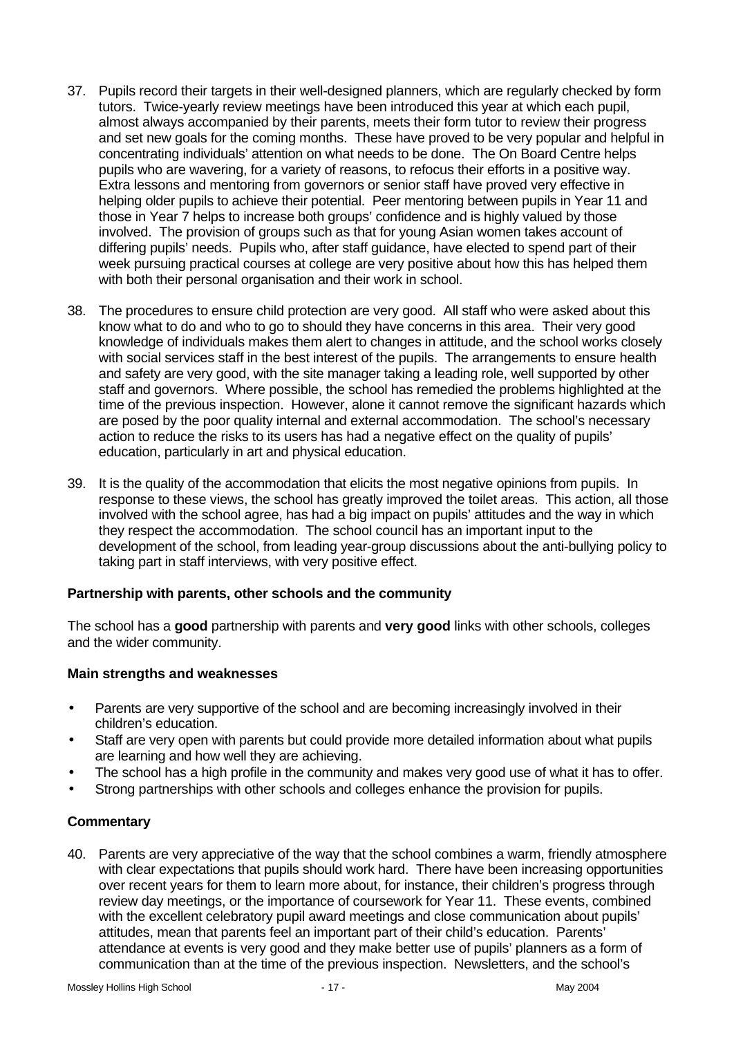37. Pupils record their targets in their well-designed planners, which are regularly checked by form tutors. Twice-yearly review meetings have been introduced this year at which each pupil, almost always accompanied by their parents, meets their form tutor to review their progress and set new goals for the coming months. These have proved to be very popular and helpful in concentrating individuals' attention on what needs to be done. The On Board Centre helps pupils who are wavering, for a variety of reasons, to refocus their efforts in a positive way. Extra lessons and mentoring from governors or senior staff have proved very effective in helping older pupils to achieve their potential. Peer mentoring between pupils in Year 11 and those in Year 7 helps to increase both groups' confidence and is highly valued by those involved. The provision of groups such as that for young Asian women takes account of differing pupils' needs. Pupils who, after staff guidance, have elected to spend part of their week pursuing practical courses at college are very positive about how this has helped them with both their personal organisation and their work in school.

38. The procedures to ensure child protection are very good. All staff who were asked about this know what to do and who to go to should they have concerns in this area. Their very good knowledge of individuals makes them alert to changes in attitude, and the school works closely with social services staff in the best interest of the pupils. The arrangements to ensure health and safety are very good, with the site manager taking a leading role, well supported by other staff and governors. Where possible, the school has remedied the problems highlighted at the time of the previous inspection. However, alone it cannot remove the significant hazards which are posed by the poor quality internal and external accommodation. The school's necessary action to reduce the risks to its users has had a negative effect on the quality of pupils' education, particularly in art and physical education.

39. It is the quality of the accommodation that elicits the most negative opinions from pupils. In response to these views, the school has greatly improved the toilet areas. This action, all those involved with the school agree, has had a big impact on pupils' attitudes and the way in which they respect the accommodation. The school council has an important input to the development of the school, from leading year-group discussions about the anti-bullying policy to taking part in staff interviews, with very positive effect.

### Partnership with parents, other schools and the community

The school has a **good** partnership with parents and **very good** links with other schools, colleges and the wider community.

### Main strengths and weaknesses

- Parents are very supportive of the school and are becoming increasingly involved in their children's education.
- Staff are very open with parents but could provide more detailed information about what pupils are learning and how well they are achieving.
- The school has a high profile in the community and makes very good use of what it has to offer.
- Strong partnerships with other schools and colleges enhance the provision for pupils.

### Commentary

40. Parents are very appreciative of the way that the school combines a warm, friendly atmosphere with clear expectations that pupils should work hard. There have been increasing opportunities over recent years for them to learn more about, for instance, their children's progress through review day meetings, or the importance of coursework for Year 11. These events, combined with the excellent celebratory pupil award meetings and close communication about pupils' attitudes, mean that parents feel an important part of their child's education. Parents' attendance at events is very good and they make better use of pupils' planners as a form of communication than at the time of the previous inspection. Newsletters, and the school's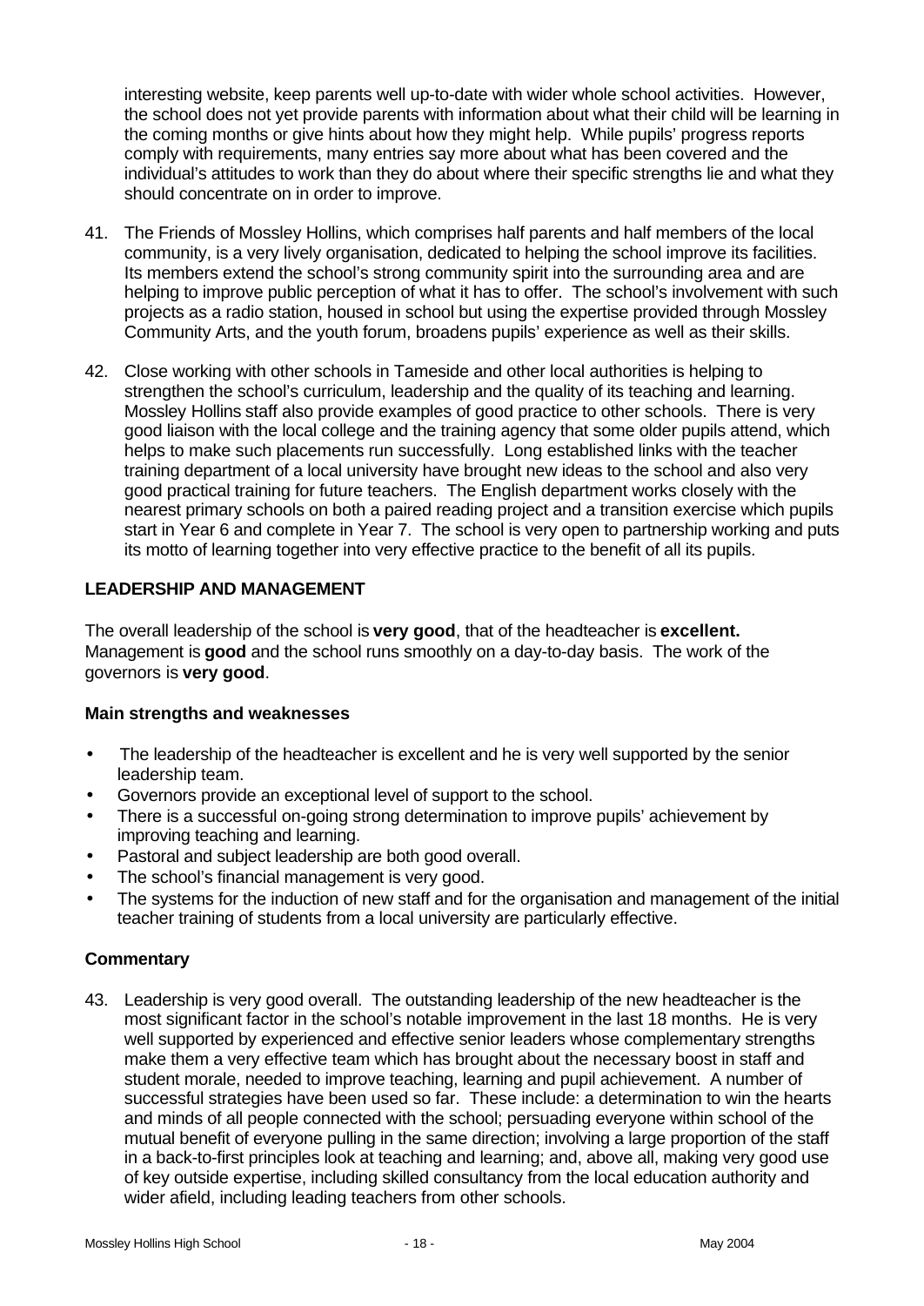interesting website, keep parents well up-to-date with wider whole school activities. However, the school does not yet provide parents with information about what their child will be learning in the coming months or give hints about how they might help. While pupils' progress reports comply with requirements, many entries say more about what has been covered and the individual's attitudes to work than they do about where their specific strengths lie and what they should concentrate on in order to improve.

41. The Friends of Mossley Hollins, which comprises half parents and half members of the local community, is a very lively organisation, dedicated to helping the school improve its facilities. Its members extend the school's strong community spirit into the surrounding area and are helping to improve public perception of what it has to offer. The school's involvement with such projects as a radio station, housed in school but using the expertise provided through Mossley Community Arts, and the youth forum, broadens pupils' experience as well as their skills.

42. Close working with other schools in Tameside and other local authorities is helping to strengthen the school's curriculum, leadership and the quality of its teaching and learning. Mossley Hollins staff also provide examples of good practice to other schools. There is very good liaison with the local college and the training agency that some older pupils attend, which helps to make such placements run successfully. Long established links with the teacher training department of a local university have brought new ideas to the school and also very good practical training for future teachers. The English department works closely with the nearest primary schools on both a paired reading project and a transition exercise which pupils start in Year 6 and complete in Year 7. The school is very open to partnership working and puts its motto of learning together into very effective practice to the benefit of all its pupils.

## LEADERSHIP AND MANAGEMENT

The overall leadership of the school is **very good**, that of the headteacher is **excellent.** Management is **good** and the school runs smoothly on a day-to-day basis. The work of the governors is **very good**.

### Main strengths and weaknesses

- The leadership of the headteacher is excellent and he is very well supported by the senior leadership team.
- Governors provide an exceptional level of support to the school.
- There is a successful on-going strong determination to improve pupils' achievement by improving teaching and learning.
- Pastoral and subject leadership are both good overall.
- The school's financial management is very good.
- The systems for the induction of new staff and for the organisation and management of the initial teacher training of students from a local university are particularly effective.

### Commentary

43. Leadership is very good overall. The outstanding leadership of the new headteacher is the most significant factor in the school's notable improvement in the last 18 months. He is very well supported by experienced and effective senior leaders whose complementary strengths make them a very effective team which has brought about the necessary boost in staff and student morale, needed to improve teaching, learning and pupil achievement. A number of successful strategies have been used so far. These include: a determination to win the hearts and minds of all people connected with the school; persuading everyone within school of the mutual benefit of everyone pulling in the same direction; involving a large proportion of the staff in a back-to-first principles look at teaching and learning; and, above all, making very good use of key outside expertise, including skilled consultancy from the local education authority and wider afield, including leading teachers from other schools.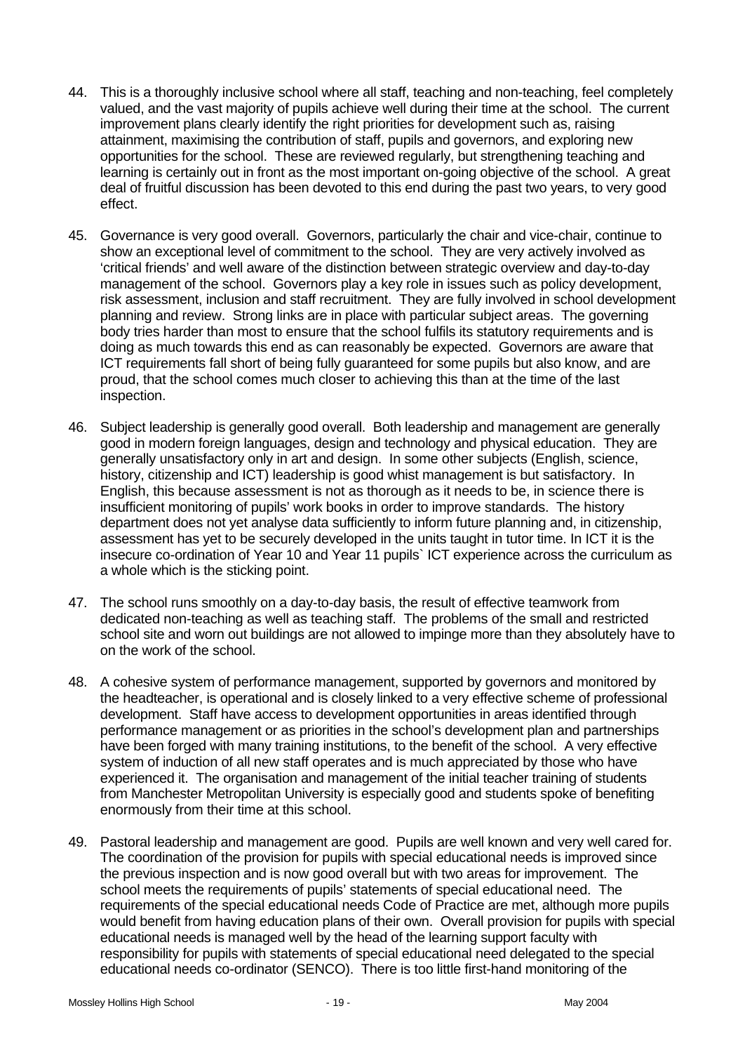44. This is a thoroughly inclusive school where all staff, teaching and non-teaching, feel completely valued, and the vast majority of pupils achieve well during their time at the school. The current improvement plans clearly identify the right priorities for development such as, raising attainment, maximising the contribution of staff, pupils and governors, and exploring new opportunities for the school. These are reviewed regularly, but strengthening teaching and learning is certainly out in front as the most important on-going objective of the school. A great deal of fruitful discussion has been devoted to this end during the past two years, to very good effect.

45. Governance is very good overall. Governors, particularly the chair and vice-chair, continue to show an exceptional level of commitment to the school. They are very actively involved as 'critical friends' and well aware of the distinction between strategic overview and day-to-day management of the school. Governors play a key role in issues such as policy development, risk assessment, inclusion and staff recruitment. They are fully involved in school development planning and review. Strong links are in place with particular subject areas. The governing body tries harder than most to ensure that the school fulfils its statutory requirements and is doing as much towards this end as can reasonably be expected. Governors are aware that ICT requirements fall short of being fully guaranteed for some pupils but also know, and are proud, that the school comes much closer to achieving this than at the time of the last inspection.

46. Subject leadership is generally good overall. Both leadership and management are generally good in modern foreign languages, design and technology and physical education. They are generally unsatisfactory only in art and design. In some other subjects (English, science, history, citizenship and ICT) leadership is good whist management is but satisfactory. In English, this because assessment is not as thorough as it needs to be, in science there is insufficient monitoring of pupils' work books in order to improve standards. The history department does not yet analyse data sufficiently to inform future planning and, in citizenship, assessment has yet to be securely developed in the units taught in tutor time. In ICT it is the insecure co-ordination of Year 10 and Year 11 pupils` ICT experience across the curriculum as a whole which is the sticking point.

47. The school runs smoothly on a day-to-day basis, the result of effective teamwork from dedicated non-teaching as well as teaching staff. The problems of the small and restricted school site and worn out buildings are not allowed to impinge more than they absolutely have to on the work of the school.

48. A cohesive system of performance management, supported by governors and monitored by the headteacher, is operational and is closely linked to a very effective scheme of professional development. Staff have access to development opportunities in areas identified through performance management or as priorities in the school's development plan and partnerships have been forged with many training institutions, to the benefit of the school. A very effective system of induction of all new staff operates and is much appreciated by those who have experienced it. The organisation and management of the initial teacher training of students from Manchester Metropolitan University is especially good and students spoke of benefiting enormously from their time at this school.

49. Pastoral leadership and management are good. Pupils are well known and very well cared for. The coordination of the provision for pupils with special educational needs is improved since the previous inspection and is now good overall but with two areas for improvement. The school meets the requirements of pupils' statements of special educational need. The requirements of the special educational needs Code of Practice are met, although more pupils would benefit from having education plans of their own. Overall provision for pupils with special educational needs is managed well by the head of the learning support faculty with responsibility for pupils with statements of special educational need delegated to the special educational needs co-ordinator (SENCO). There is too little first-hand monitoring of the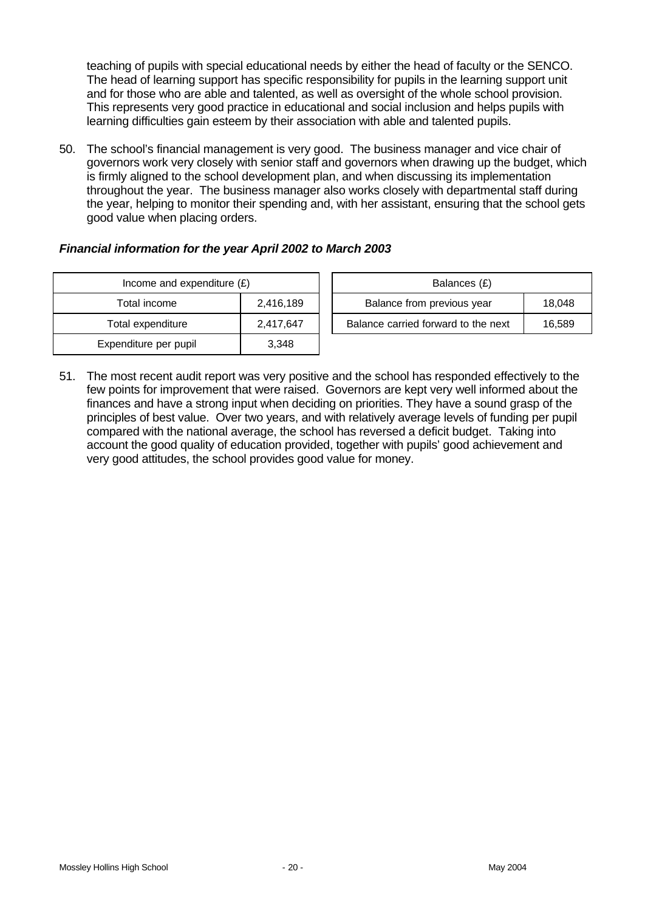teaching of pupils with special educational needs by either the head of faculty or the SENCO. The head of learning support has specific responsibility for pupils in the learning support unit and for those who are able and talented, as well as oversight of the whole school provision. This represents very good practice in educational and social inclusion and helps pupils with learning difficulties gain esteem by their association with able and talented pupils.

50. The school's financial management is very good. The business manager and vice chair of governors work very closely with senior staff and governors when drawing up the budget, which is firmly aligned to the school development plan, and when discussing its implementation throughout the year. The business manager also works closely with departmental staff during the year, helping to monitor their spending and, with her assistant, ensuring that the school gets good value when placing orders.

***Financial information for the year April 2002 to March 2003***

| Income and expenditure (£) | |
|---|---|
| Total income | 2,416,189 |
| Total expenditure | 2,417,647 |
| Expenditure per pupil | 3,348 |

| Balances (£) | |
|---|---|
| Balance from previous year | 18,048 |
| Balance carried forward to the next | 16,589 |

51. The most recent audit report was very positive and the school has responded effectively to the few points for improvement that were raised. Governors are kept very well informed about the finances and have a strong input when deciding on priorities. They have a sound grasp of the principles of best value. Over two years, and with relatively average levels of funding per pupil compared with the national average, the school has reversed a deficit budget. Taking into account the good quality of education provided, together with pupils' good achievement and very good attitudes, the school provides good value for money.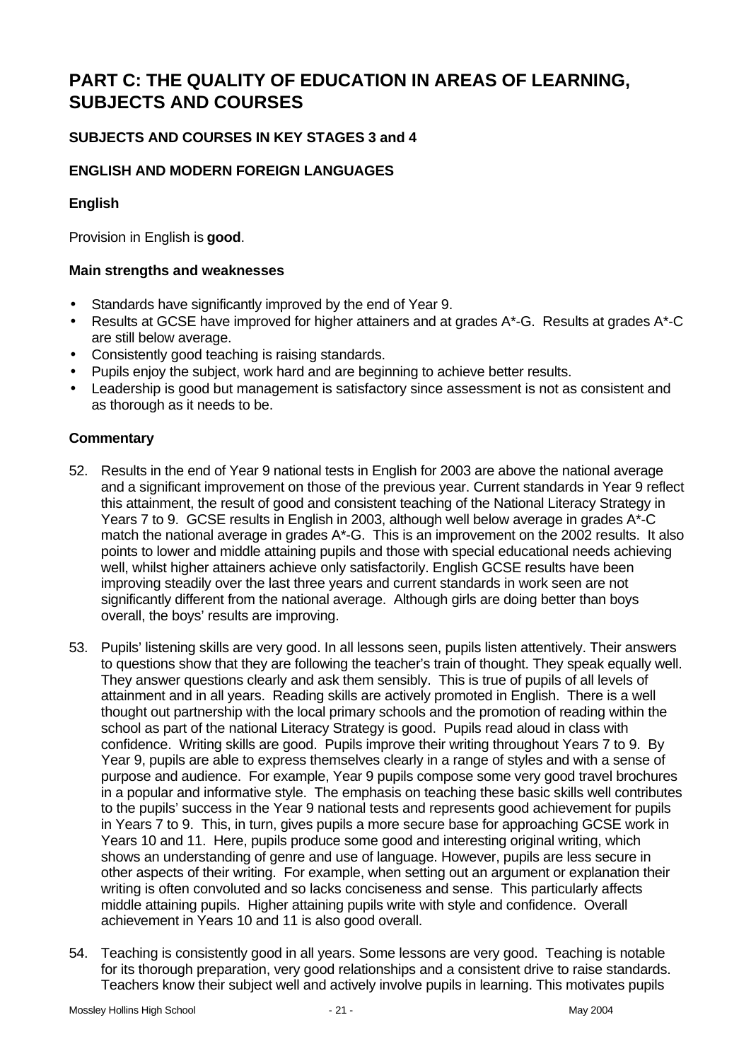# PART C: THE QUALITY OF EDUCATION IN AREAS OF LEARNING, SUBJECTS AND COURSES

### SUBJECTS AND COURSES IN KEY STAGES 3 and 4

### ENGLISH AND MODERN FOREIGN LANGUAGES

#### English

Provision in English is **good**.

#### Main strengths and weaknesses

- Standards have significantly improved by the end of Year 9.
- Results at GCSE have improved for higher attainers and at grades A*-G. Results at grades A*-C are still below average.
- Consistently good teaching is raising standards.
- Pupils enjoy the subject, work hard and are beginning to achieve better results.
- Leadership is good but management is satisfactory since assessment is not as consistent and as thorough as it needs to be.

#### Commentary

52. Results in the end of Year 9 national tests in English for 2003 are above the national average and a significant improvement on those of the previous year. Current standards in Year 9 reflect this attainment, the result of good and consistent teaching of the National Literacy Strategy in Years 7 to 9. GCSE results in English in 2003, although well below average in grades A*-C match the national average in grades A*-G. This is an improvement on the 2002 results. It also points to lower and middle attaining pupils and those with special educational needs achieving well, whilst higher attainers achieve only satisfactorily. English GCSE results have been improving steadily over the last three years and current standards in work seen are not significantly different from the national average. Although girls are doing better than boys overall, the boys' results are improving.

53. Pupils' listening skills are very good. In all lessons seen, pupils listen attentively. Their answers to questions show that they are following the teacher's train of thought. They speak equally well. They answer questions clearly and ask them sensibly. This is true of pupils of all levels of attainment and in all years. Reading skills are actively promoted in English. There is a well thought out partnership with the local primary schools and the promotion of reading within the school as part of the national Literacy Strategy is good. Pupils read aloud in class with confidence. Writing skills are good. Pupils improve their writing throughout Years 7 to 9. By Year 9, pupils are able to express themselves clearly in a range of styles and with a sense of purpose and audience. For example, Year 9 pupils compose some very good travel brochures in a popular and informative style. The emphasis on teaching these basic skills well contributes to the pupils' success in the Year 9 national tests and represents good achievement for pupils in Years 7 to 9. This, in turn, gives pupils a more secure base for approaching GCSE work in Years 10 and 11. Here, pupils produce some good and interesting original writing, which shows an understanding of genre and use of language. However, pupils are less secure in other aspects of their writing. For example, when setting out an argument or explanation their writing is often convoluted and so lacks conciseness and sense. This particularly affects middle attaining pupils. Higher attaining pupils write with style and confidence. Overall achievement in Years 10 and 11 is also good overall.

54. Teaching is consistently good in all years. Some lessons are very good. Teaching is notable for its thorough preparation, very good relationships and a consistent drive to raise standards. Teachers know their subject well and actively involve pupils in learning. This motivates pupils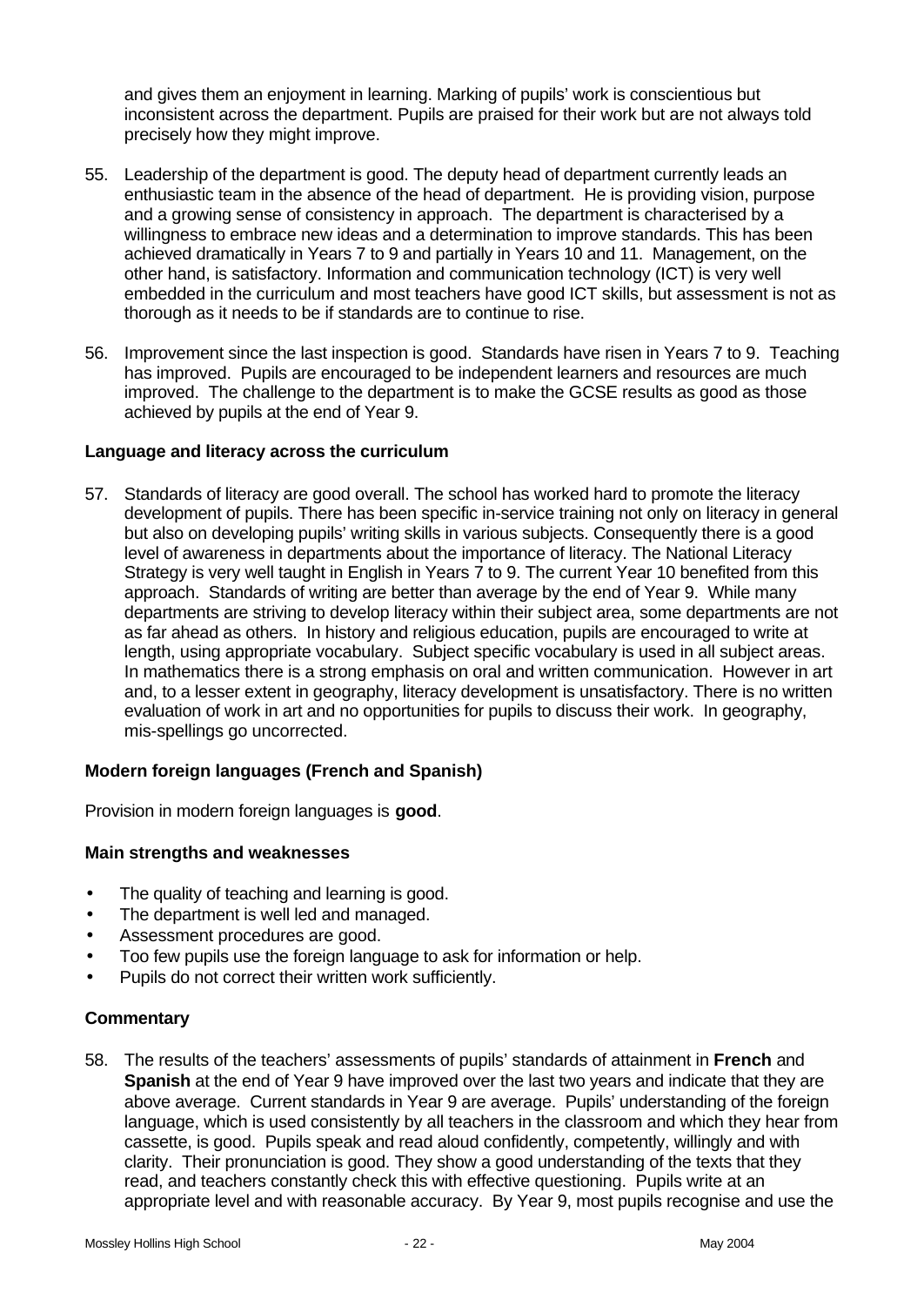and gives them an enjoyment in learning. Marking of pupils' work is conscientious but inconsistent across the department. Pupils are praised for their work but are not always told precisely how they might improve.

55. Leadership of the department is good. The deputy head of department currently leads an enthusiastic team in the absence of the head of department. He is providing vision, purpose and a growing sense of consistency in approach. The department is characterised by a willingness to embrace new ideas and a determination to improve standards. This has been achieved dramatically in Years 7 to 9 and partially in Years 10 and 11. Management, on the other hand, is satisfactory. Information and communication technology (ICT) is very well embedded in the curriculum and most teachers have good ICT skills, but assessment is not as thorough as it needs to be if standards are to continue to rise.

56. Improvement since the last inspection is good. Standards have risen in Years 7 to 9. Teaching has improved. Pupils are encouraged to be independent learners and resources are much improved. The challenge to the department is to make the GCSE results as good as those achieved by pupils at the end of Year 9.

### Language and literacy across the curriculum

57. Standards of literacy are good overall. The school has worked hard to promote the literacy development of pupils. There has been specific in-service training not only on literacy in general but also on developing pupils' writing skills in various subjects. Consequently there is a good level of awareness in departments about the importance of literacy. The National Literacy Strategy is very well taught in English in Years 7 to 9. The current Year 10 benefited from this approach. Standards of writing are better than average by the end of Year 9. While many departments are striving to develop literacy within their subject area, some departments are not as far ahead as others. In history and religious education, pupils are encouraged to write at length, using appropriate vocabulary. Subject specific vocabulary is used in all subject areas. In mathematics there is a strong emphasis on oral and written communication. However in art and, to a lesser extent in geography, literacy development is unsatisfactory. There is no written evaluation of work in art and no opportunities for pupils to discuss their work. In geography, mis-spellings go uncorrected.

### Modern foreign languages (French and Spanish)

Provision in modern foreign languages is **good**.

### Main strengths and weaknesses

- The quality of teaching and learning is good.
- The department is well led and managed.
- Assessment procedures are good.
- Too few pupils use the foreign language to ask for information or help.
- Pupils do not correct their written work sufficiently.

### Commentary

58. The results of the teachers' assessments of pupils' standards of attainment in **French** and **Spanish** at the end of Year 9 have improved over the last two years and indicate that they are above average. Current standards in Year 9 are average. Pupils' understanding of the foreign language, which is used consistently by all teachers in the classroom and which they hear from cassette, is good. Pupils speak and read aloud confidently, competently, willingly and with clarity. Their pronunciation is good. They show a good understanding of the texts that they read, and teachers constantly check this with effective questioning. Pupils write at an appropriate level and with reasonable accuracy. By Year 9, most pupils recognise and use the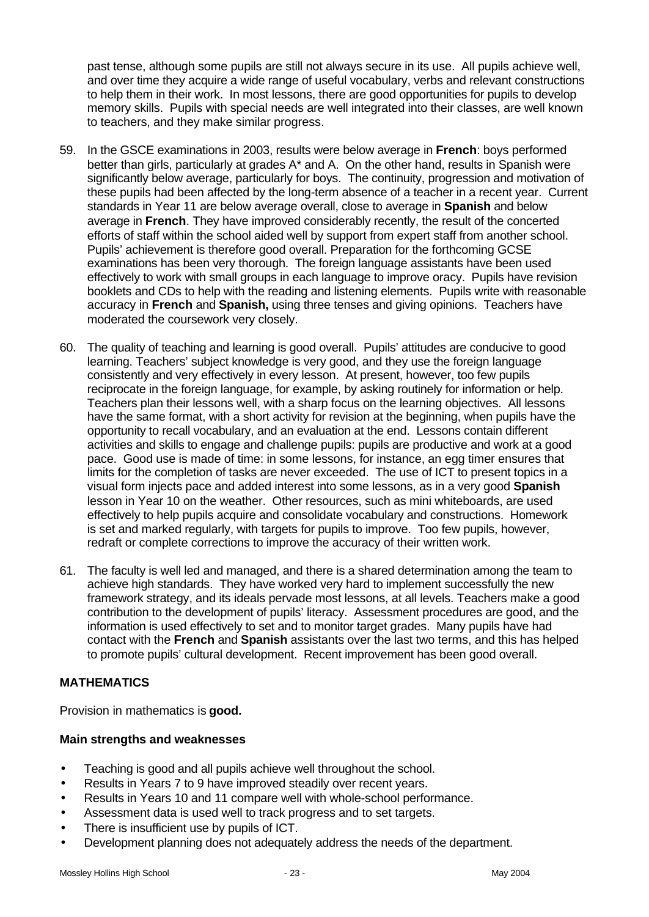past tense, although some pupils are still not always secure in its use. All pupils achieve well, and over time they acquire a wide range of useful vocabulary, verbs and relevant constructions to help them in their work. In most lessons, there are good opportunities for pupils to develop memory skills. Pupils with special needs are well integrated into their classes, are well known to teachers, and they make similar progress.

59. In the GSCE examinations in 2003, results were below average in **French**: boys performed better than girls, particularly at grades A* and A. On the other hand, results in Spanish were significantly below average, particularly for boys. The continuity, progression and motivation of these pupils had been affected by the long-term absence of a teacher in a recent year. Current standards in Year 11 are below average overall, close to average in **Spanish** and below average in **French**. They have improved considerably recently, the result of the concerted efforts of staff within the school aided well by support from expert staff from another school. Pupils' achievement is therefore good overall. Preparation for the forthcoming GCSE examinations has been very thorough. The foreign language assistants have been used effectively to work with small groups in each language to improve oracy. Pupils have revision booklets and CDs to help with the reading and listening elements. Pupils write with reasonable accuracy in **French** and **Spanish,** using three tenses and giving opinions. Teachers have moderated the coursework very closely.

60. The quality of teaching and learning is good overall. Pupils' attitudes are conducive to good learning. Teachers' subject knowledge is very good, and they use the foreign language consistently and very effectively in every lesson. At present, however, too few pupils reciprocate in the foreign language, for example, by asking routinely for information or help. Teachers plan their lessons well, with a sharp focus on the learning objectives. All lessons have the same format, with a short activity for revision at the beginning, when pupils have the opportunity to recall vocabulary, and an evaluation at the end. Lessons contain different activities and skills to engage and challenge pupils: pupils are productive and work at a good pace. Good use is made of time: in some lessons, for instance, an egg timer ensures that limits for the completion of tasks are never exceeded. The use of ICT to present topics in a visual form injects pace and added interest into some lessons, as in a very good **Spanish** lesson in Year 10 on the weather. Other resources, such as mini whiteboards, are used effectively to help pupils acquire and consolidate vocabulary and constructions. Homework is set and marked regularly, with targets for pupils to improve. Too few pupils, however, redraft or complete corrections to improve the accuracy of their written work.

61. The faculty is well led and managed, and there is a shared determination among the team to achieve high standards. They have worked very hard to implement successfully the new framework strategy, and its ideals pervade most lessons, at all levels. Teachers make a good contribution to the development of pupils' literacy. Assessment procedures are good, and the information is used effectively to set and to monitor target grades. Many pupils have had contact with the **French** and **Spanish** assistants over the last two terms, and this has helped to promote pupils' cultural development. Recent improvement has been good overall.

## MATHEMATICS

Provision in mathematics is **good.**

### Main strengths and weaknesses

- Teaching is good and all pupils achieve well throughout the school.
- Results in Years 7 to 9 have improved steadily over recent years.
- Results in Years 10 and 11 compare well with whole-school performance.
- Assessment data is used well to track progress and to set targets.
- There is insufficient use by pupils of ICT.
- Development planning does not adequately address the needs of the department.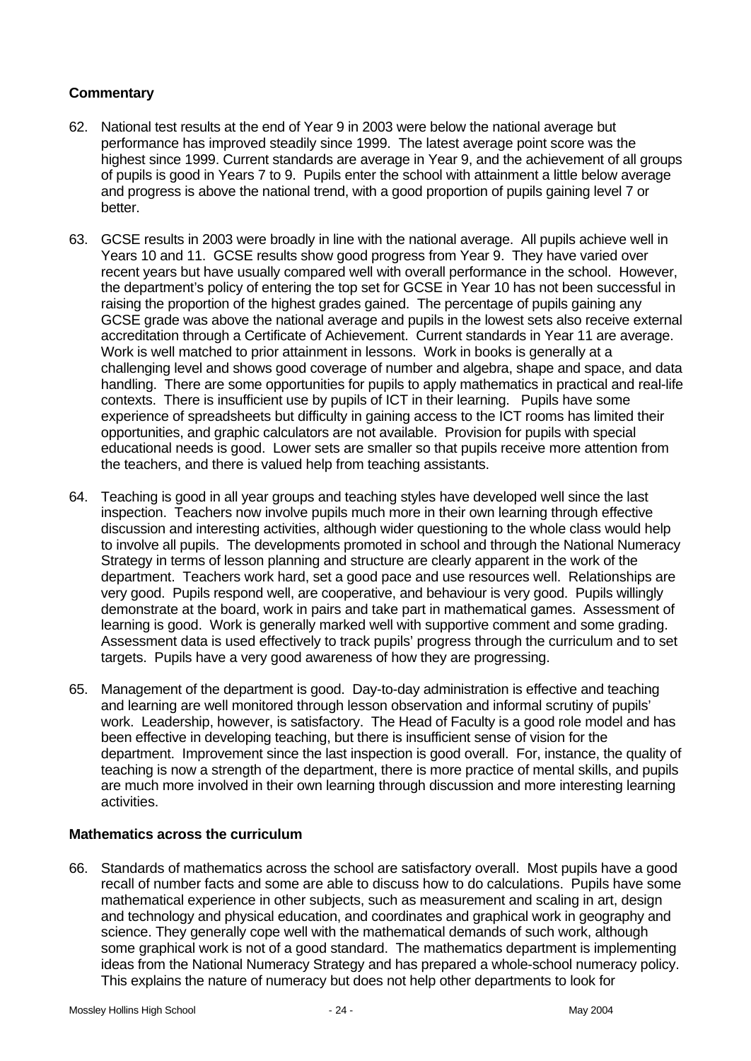### Commentary

62. National test results at the end of Year 9 in 2003 were below the national average but performance has improved steadily since 1999. The latest average point score was the highest since 1999. Current standards are average in Year 9, and the achievement of all groups of pupils is good in Years 7 to 9. Pupils enter the school with attainment a little below average and progress is above the national trend, with a good proportion of pupils gaining level 7 or better.

63. GCSE results in 2003 were broadly in line with the national average. All pupils achieve well in Years 10 and 11. GCSE results show good progress from Year 9. They have varied over recent years but have usually compared well with overall performance in the school. However, the department's policy of entering the top set for GCSE in Year 10 has not been successful in raising the proportion of the highest grades gained. The percentage of pupils gaining any GCSE grade was above the national average and pupils in the lowest sets also receive external accreditation through a Certificate of Achievement. Current standards in Year 11 are average. Work is well matched to prior attainment in lessons. Work in books is generally at a challenging level and shows good coverage of number and algebra, shape and space, and data handling. There are some opportunities for pupils to apply mathematics in practical and real-life contexts. There is insufficient use by pupils of ICT in their learning. Pupils have some experience of spreadsheets but difficulty in gaining access to the ICT rooms has limited their opportunities, and graphic calculators are not available. Provision for pupils with special educational needs is good. Lower sets are smaller so that pupils receive more attention from the teachers, and there is valued help from teaching assistants.

64. Teaching is good in all year groups and teaching styles have developed well since the last inspection. Teachers now involve pupils much more in their own learning through effective discussion and interesting activities, although wider questioning to the whole class would help to involve all pupils. The developments promoted in school and through the National Numeracy Strategy in terms of lesson planning and structure are clearly apparent in the work of the department. Teachers work hard, set a good pace and use resources well. Relationships are very good. Pupils respond well, are cooperative, and behaviour is very good. Pupils willingly demonstrate at the board, work in pairs and take part in mathematical games. Assessment of learning is good. Work is generally marked well with supportive comment and some grading. Assessment data is used effectively to track pupils' progress through the curriculum and to set targets. Pupils have a very good awareness of how they are progressing.

65. Management of the department is good. Day-to-day administration is effective and teaching and learning are well monitored through lesson observation and informal scrutiny of pupils' work. Leadership, however, is satisfactory. The Head of Faculty is a good role model and has been effective in developing teaching, but there is insufficient sense of vision for the department. Improvement since the last inspection is good overall. For, instance, the quality of teaching is now a strength of the department, there is more practice of mental skills, and pupils are much more involved in their own learning through discussion and more interesting learning activities.

### Mathematics across the curriculum

66. Standards of mathematics across the school are satisfactory overall. Most pupils have a good recall of number facts and some are able to discuss how to do calculations. Pupils have some mathematical experience in other subjects, such as measurement and scaling in art, design and technology and physical education, and coordinates and graphical work in geography and science. They generally cope well with the mathematical demands of such work, although some graphical work is not of a good standard. The mathematics department is implementing ideas from the National Numeracy Strategy and has prepared a whole-school numeracy policy. This explains the nature of numeracy but does not help other departments to look for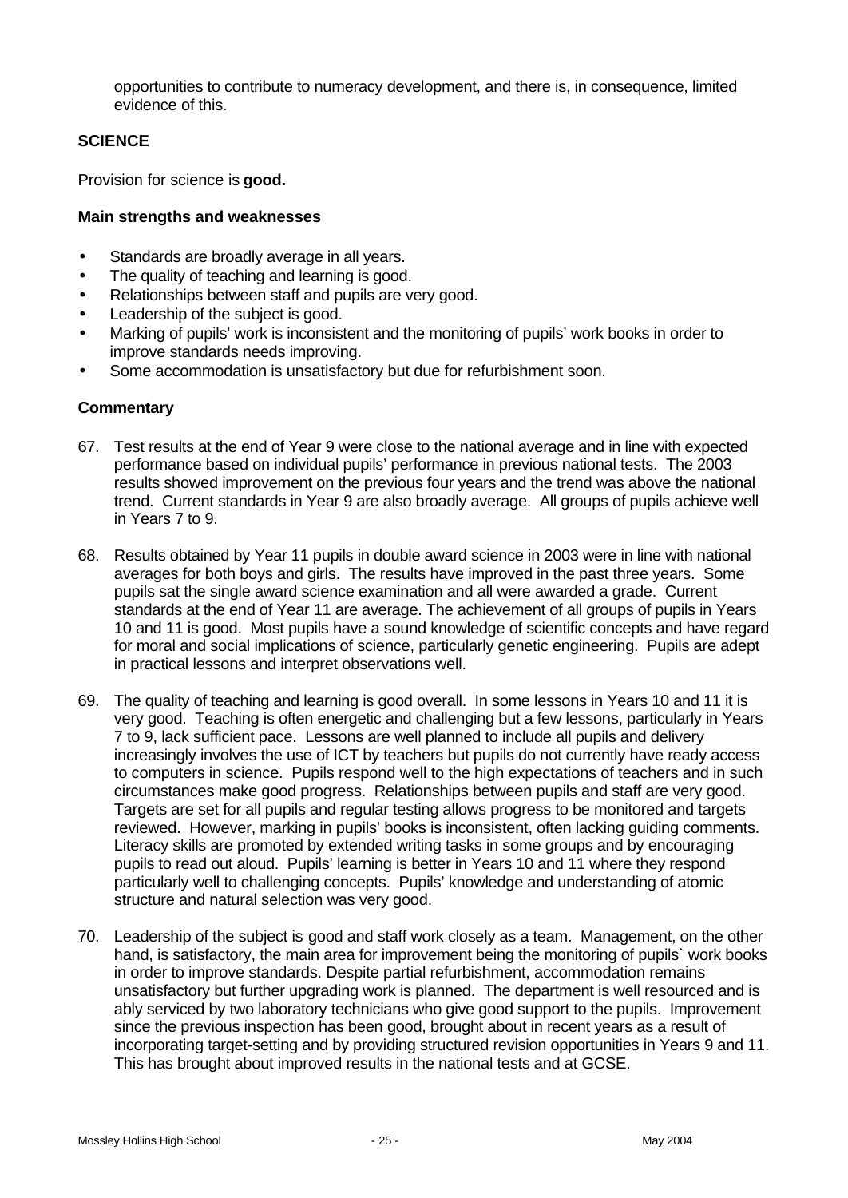opportunities to contribute to numeracy development, and there is, in consequence, limited evidence of this.

## SCIENCE

Provision for science is **good.**

### Main strengths and weaknesses

- Standards are broadly average in all years.
- The quality of teaching and learning is good.
- Relationships between staff and pupils are very good.
- Leadership of the subject is good.
- Marking of pupils' work is inconsistent and the monitoring of pupils' work books in order to improve standards needs improving.
- Some accommodation is unsatisfactory but due for refurbishment soon.

### Commentary

67. Test results at the end of Year 9 were close to the national average and in line with expected performance based on individual pupils' performance in previous national tests. The 2003 results showed improvement on the previous four years and the trend was above the national trend. Current standards in Year 9 are also broadly average. All groups of pupils achieve well in Years 7 to 9.

68. Results obtained by Year 11 pupils in double award science in 2003 were in line with national averages for both boys and girls. The results have improved in the past three years. Some pupils sat the single award science examination and all were awarded a grade. Current standards at the end of Year 11 are average. The achievement of all groups of pupils in Years 10 and 11 is good. Most pupils have a sound knowledge of scientific concepts and have regard for moral and social implications of science, particularly genetic engineering. Pupils are adept in practical lessons and interpret observations well.

69. The quality of teaching and learning is good overall. In some lessons in Years 10 and 11 it is very good. Teaching is often energetic and challenging but a few lessons, particularly in Years 7 to 9, lack sufficient pace. Lessons are well planned to include all pupils and delivery increasingly involves the use of ICT by teachers but pupils do not currently have ready access to computers in science. Pupils respond well to the high expectations of teachers and in such circumstances make good progress. Relationships between pupils and staff are very good. Targets are set for all pupils and regular testing allows progress to be monitored and targets reviewed. However, marking in pupils' books is inconsistent, often lacking guiding comments. Literacy skills are promoted by extended writing tasks in some groups and by encouraging pupils to read out aloud. Pupils' learning is better in Years 10 and 11 where they respond particularly well to challenging concepts. Pupils' knowledge and understanding of atomic structure and natural selection was very good.

70. Leadership of the subject is good and staff work closely as a team. Management, on the other hand, is satisfactory, the main area for improvement being the monitoring of pupils` work books in order to improve standards. Despite partial refurbishment, accommodation remains unsatisfactory but further upgrading work is planned. The department is well resourced and is ably serviced by two laboratory technicians who give good support to the pupils. Improvement since the previous inspection has been good, brought about in recent years as a result of incorporating target-setting and by providing structured revision opportunities in Years 9 and 11. This has brought about improved results in the national tests and at GCSE.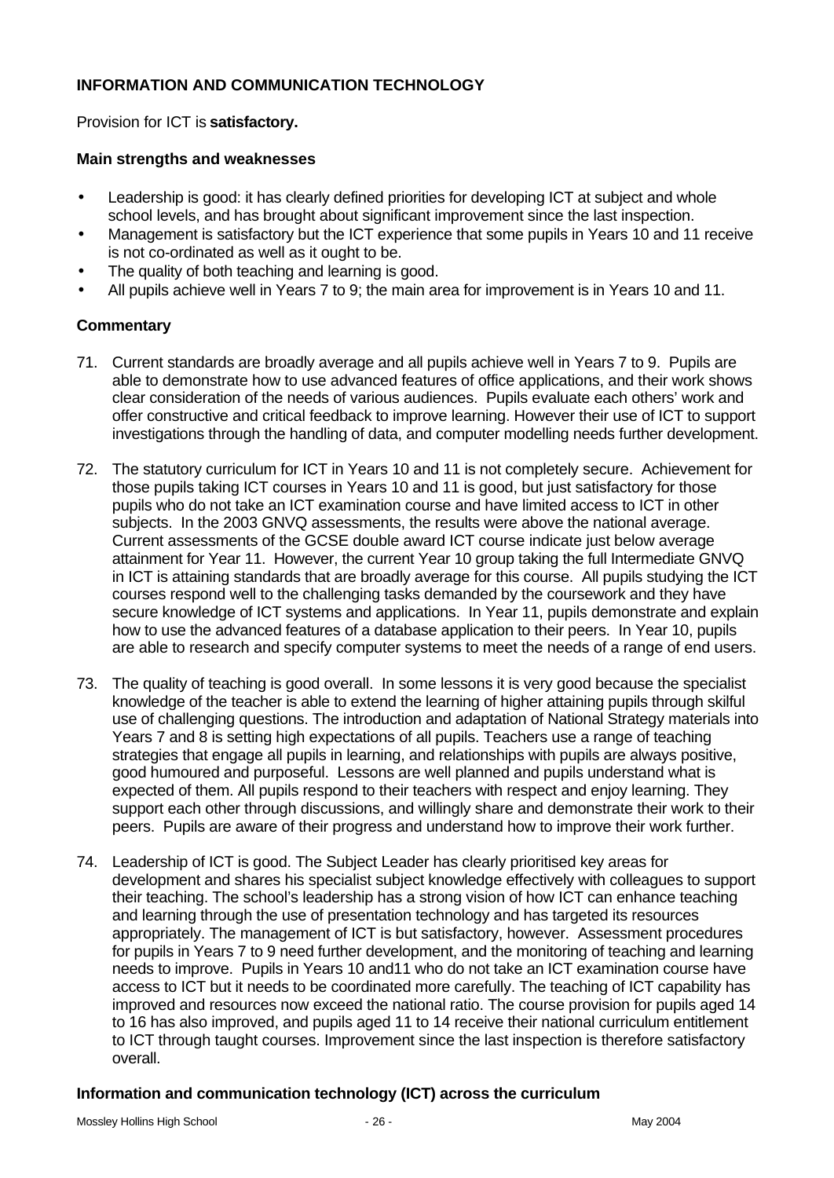### INFORMATION AND COMMUNICATION TECHNOLOGY

Provision for ICT is **satisfactory.**

#### Main strengths and weaknesses

- Leadership is good: it has clearly defined priorities for developing ICT at subject and whole school levels, and has brought about significant improvement since the last inspection.
- Management is satisfactory but the ICT experience that some pupils in Years 10 and 11 receive is not co-ordinated as well as it ought to be.
- The quality of both teaching and learning is good.
- All pupils achieve well in Years 7 to 9; the main area for improvement is in Years 10 and 11.

#### Commentary

71. Current standards are broadly average and all pupils achieve well in Years 7 to 9. Pupils are able to demonstrate how to use advanced features of office applications, and their work shows clear consideration of the needs of various audiences. Pupils evaluate each others' work and offer constructive and critical feedback to improve learning. However their use of ICT to support investigations through the handling of data, and computer modelling needs further development.

72. The statutory curriculum for ICT in Years 10 and 11 is not completely secure. Achievement for those pupils taking ICT courses in Years 10 and 11 is good, but just satisfactory for those pupils who do not take an ICT examination course and have limited access to ICT in other subjects. In the 2003 GNVQ assessments, the results were above the national average. Current assessments of the GCSE double award ICT course indicate just below average attainment for Year 11. However, the current Year 10 group taking the full Intermediate GNVQ in ICT is attaining standards that are broadly average for this course. All pupils studying the ICT courses respond well to the challenging tasks demanded by the coursework and they have secure knowledge of ICT systems and applications. In Year 11, pupils demonstrate and explain how to use the advanced features of a database application to their peers. In Year 10, pupils are able to research and specify computer systems to meet the needs of a range of end users.

73. The quality of teaching is good overall. In some lessons it is very good because the specialist knowledge of the teacher is able to extend the learning of higher attaining pupils through skilful use of challenging questions. The introduction and adaptation of National Strategy materials into Years 7 and 8 is setting high expectations of all pupils. Teachers use a range of teaching strategies that engage all pupils in learning, and relationships with pupils are always positive, good humoured and purposeful. Lessons are well planned and pupils understand what is expected of them. All pupils respond to their teachers with respect and enjoy learning. They support each other through discussions, and willingly share and demonstrate their work to their peers. Pupils are aware of their progress and understand how to improve their work further.

74. Leadership of ICT is good. The Subject Leader has clearly prioritised key areas for development and shares his specialist subject knowledge effectively with colleagues to support their teaching. The school's leadership has a strong vision of how ICT can enhance teaching and learning through the use of presentation technology and has targeted its resources appropriately. The management of ICT is but satisfactory, however. Assessment procedures for pupils in Years 7 to 9 need further development, and the monitoring of teaching and learning needs to improve. Pupils in Years 10 and11 who do not take an ICT examination course have access to ICT but it needs to be coordinated more carefully. The teaching of ICT capability has improved and resources now exceed the national ratio. The course provision for pupils aged 14 to 16 has also improved, and pupils aged 11 to 14 receive their national curriculum entitlement to ICT through taught courses. Improvement since the last inspection is therefore satisfactory overall.

#### Information and communication technology (ICT) across the curriculum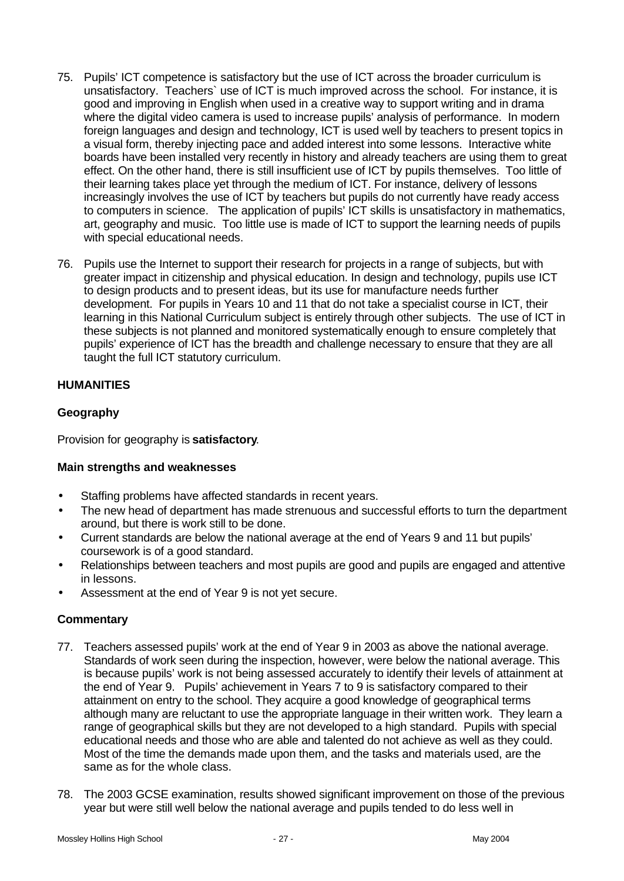75. Pupils' ICT competence is satisfactory but the use of ICT across the broader curriculum is unsatisfactory. Teachers` use of ICT is much improved across the school. For instance, it is good and improving in English when used in a creative way to support writing and in drama where the digital video camera is used to increase pupils' analysis of performance. In modern foreign languages and design and technology, ICT is used well by teachers to present topics in a visual form, thereby injecting pace and added interest into some lessons. Interactive white boards have been installed very recently in history and already teachers are using them to great effect. On the other hand, there is still insufficient use of ICT by pupils themselves. Too little of their learning takes place yet through the medium of ICT. For instance, delivery of lessons increasingly involves the use of ICT by teachers but pupils do not currently have ready access to computers in science. The application of pupils' ICT skills is unsatisfactory in mathematics, art, geography and music. Too little use is made of ICT to support the learning needs of pupils with special educational needs.

76. Pupils use the Internet to support their research for projects in a range of subjects, but with greater impact in citizenship and physical education. In design and technology, pupils use ICT to design products and to present ideas, but its use for manufacture needs further development. For pupils in Years 10 and 11 that do not take a specialist course in ICT, their learning in this National Curriculum subject is entirely through other subjects. The use of ICT in these subjects is not planned and monitored systematically enough to ensure completely that pupils' experience of ICT has the breadth and challenge necessary to ensure that they are all taught the full ICT statutory curriculum.

## HUMANITIES

### Geography

Provision for geography is **satisfactory**.

#### Main strengths and weaknesses

- Staffing problems have affected standards in recent years.
- The new head of department has made strenuous and successful efforts to turn the department around, but there is work still to be done.
- Current standards are below the national average at the end of Years 9 and 11 but pupils' coursework is of a good standard.
- Relationships between teachers and most pupils are good and pupils are engaged and attentive in lessons.
- Assessment at the end of Year 9 is not yet secure.

#### Commentary

77. Teachers assessed pupils' work at the end of Year 9 in 2003 as above the national average. Standards of work seen during the inspection, however, were below the national average. This is because pupils' work is not being assessed accurately to identify their levels of attainment at the end of Year 9. Pupils' achievement in Years 7 to 9 is satisfactory compared to their attainment on entry to the school. They acquire a good knowledge of geographical terms although many are reluctant to use the appropriate language in their written work. They learn a range of geographical skills but they are not developed to a high standard. Pupils with special educational needs and those who are able and talented do not achieve as well as they could. Most of the time the demands made upon them, and the tasks and materials used, are the same as for the whole class.

78. The 2003 GCSE examination, results showed significant improvement on those of the previous year but were still well below the national average and pupils tended to do less well in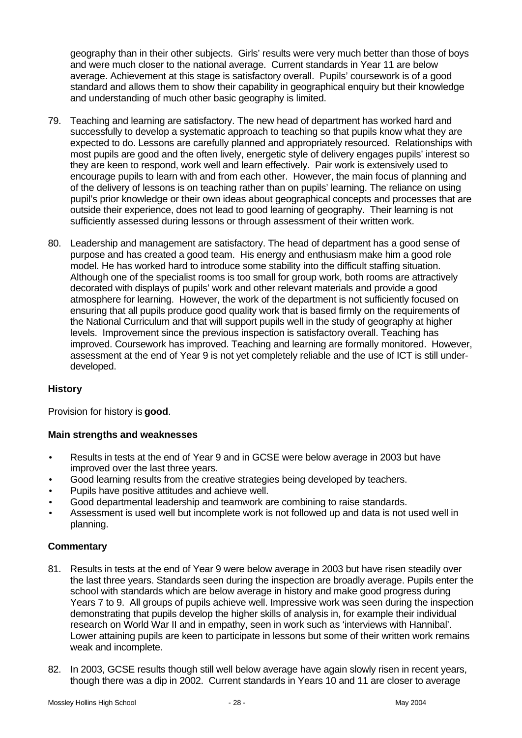geography than in their other subjects. Girls' results were very much better than those of boys and were much closer to the national average. Current standards in Year 11 are below average. Achievement at this stage is satisfactory overall. Pupils' coursework is of a good standard and allows them to show their capability in geographical enquiry but their knowledge and understanding of much other basic geography is limited.

79. Teaching and learning are satisfactory. The new head of department has worked hard and successfully to develop a systematic approach to teaching so that pupils know what they are expected to do. Lessons are carefully planned and appropriately resourced. Relationships with most pupils are good and the often lively, energetic style of delivery engages pupils' interest so they are keen to respond, work well and learn effectively. Pair work is extensively used to encourage pupils to learn with and from each other. However, the main focus of planning and of the delivery of lessons is on teaching rather than on pupils' learning. The reliance on using pupil's prior knowledge or their own ideas about geographical concepts and processes that are outside their experience, does not lead to good learning of geography. Their learning is not sufficiently assessed during lessons or through assessment of their written work.

80. Leadership and management are satisfactory. The head of department has a good sense of purpose and has created a good team. His energy and enthusiasm make him a good role model. He has worked hard to introduce some stability into the difficult staffing situation. Although one of the specialist rooms is too small for group work, both rooms are attractively decorated with displays of pupils' work and other relevant materials and provide a good atmosphere for learning. However, the work of the department is not sufficiently focused on ensuring that all pupils produce good quality work that is based firmly on the requirements of the National Curriculum and that will support pupils well in the study of geography at higher levels. Improvement since the previous inspection is satisfactory overall. Teaching has improved. Coursework has improved. Teaching and learning are formally monitored. However, assessment at the end of Year 9 is not yet completely reliable and the use of ICT is still under-developed.

### History

Provision for history is **good**.

#### Main strengths and weaknesses

- Results in tests at the end of Year 9 and in GCSE were below average in 2003 but have improved over the last three years.
- Good learning results from the creative strategies being developed by teachers.
- Pupils have positive attitudes and achieve well.
- Good departmental leadership and teamwork are combining to raise standards.
- Assessment is used well but incomplete work is not followed up and data is not used well in planning.

#### Commentary

81. Results in tests at the end of Year 9 were below average in 2003 but have risen steadily over the last three years. Standards seen during the inspection are broadly average. Pupils enter the school with standards which are below average in history and make good progress during Years 7 to 9. All groups of pupils achieve well. Impressive work was seen during the inspection demonstrating that pupils develop the higher skills of analysis in, for example their individual research on World War II and in empathy, seen in work such as 'interviews with Hannibal'. Lower attaining pupils are keen to participate in lessons but some of their written work remains weak and incomplete.

82. In 2003, GCSE results though still well below average have again slowly risen in recent years, though there was a dip in 2002. Current standards in Years 10 and 11 are closer to average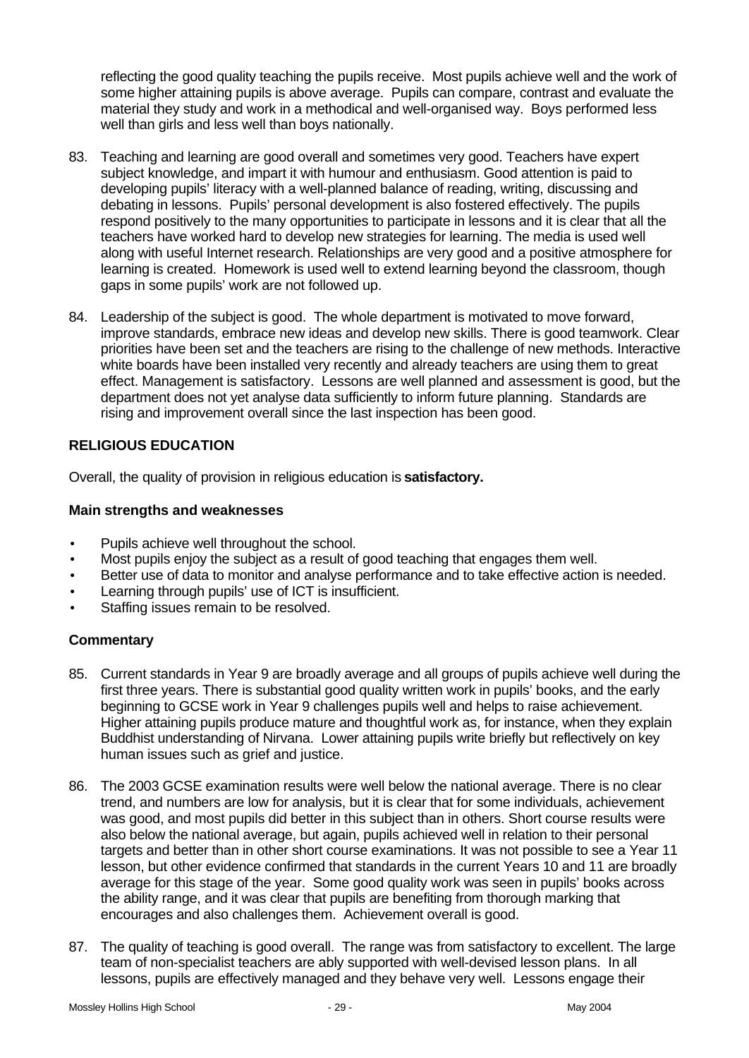reflecting the good quality teaching the pupils receive. Most pupils achieve well and the work of some higher attaining pupils is above average. Pupils can compare, contrast and evaluate the material they study and work in a methodical and well-organised way. Boys performed less well than girls and less well than boys nationally.

83. Teaching and learning are good overall and sometimes very good. Teachers have expert subject knowledge, and impart it with humour and enthusiasm. Good attention is paid to developing pupils' literacy with a well-planned balance of reading, writing, discussing and debating in lessons. Pupils' personal development is also fostered effectively. The pupils respond positively to the many opportunities to participate in lessons and it is clear that all the teachers have worked hard to develop new strategies for learning. The media is used well along with useful Internet research. Relationships are very good and a positive atmosphere for learning is created. Homework is used well to extend learning beyond the classroom, though gaps in some pupils' work are not followed up.

84. Leadership of the subject is good. The whole department is motivated to move forward, improve standards, embrace new ideas and develop new skills. There is good teamwork. Clear priorities have been set and the teachers are rising to the challenge of new methods. Interactive white boards have been installed very recently and already teachers are using them to great effect. Management is satisfactory. Lessons are well planned and assessment is good, but the department does not yet analyse data sufficiently to inform future planning. Standards are rising and improvement overall since the last inspection has been good.

## RELIGIOUS EDUCATION

Overall, the quality of provision in religious education is **satisfactory.**

### Main strengths and weaknesses

- Pupils achieve well throughout the school.
- Most pupils enjoy the subject as a result of good teaching that engages them well.
- Better use of data to monitor and analyse performance and to take effective action is needed.
- Learning through pupils' use of ICT is insufficient.
- Staffing issues remain to be resolved.

### Commentary

85. Current standards in Year 9 are broadly average and all groups of pupils achieve well during the first three years. There is substantial good quality written work in pupils' books, and the early beginning to GCSE work in Year 9 challenges pupils well and helps to raise achievement. Higher attaining pupils produce mature and thoughtful work as, for instance, when they explain Buddhist understanding of Nirvana. Lower attaining pupils write briefly but reflectively on key human issues such as grief and justice.

86. The 2003 GCSE examination results were well below the national average. There is no clear trend, and numbers are low for analysis, but it is clear that for some individuals, achievement was good, and most pupils did better in this subject than in others. Short course results were also below the national average, but again, pupils achieved well in relation to their personal targets and better than in other short course examinations. It was not possible to see a Year 11 lesson, but other evidence confirmed that standards in the current Years 10 and 11 are broadly average for this stage of the year. Some good quality work was seen in pupils' books across the ability range, and it was clear that pupils are benefiting from thorough marking that encourages and also challenges them. Achievement overall is good.

87. The quality of teaching is good overall. The range was from satisfactory to excellent. The large team of non-specialist teachers are ably supported with well-devised lesson plans. In all lessons, pupils are effectively managed and they behave very well. Lessons engage their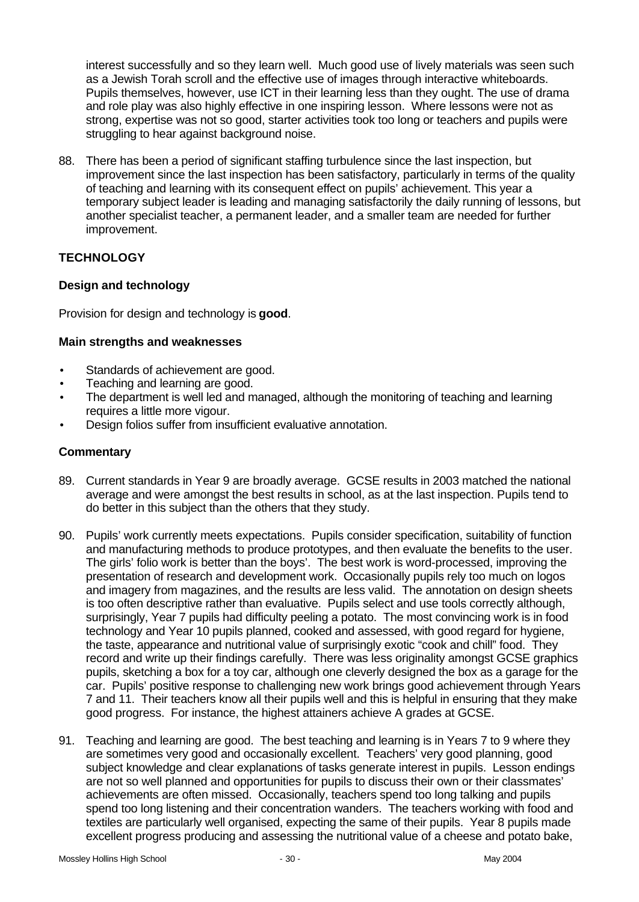interest successfully and so they learn well. Much good use of lively materials was seen such as a Jewish Torah scroll and the effective use of images through interactive whiteboards. Pupils themselves, however, use ICT in their learning less than they ought. The use of drama and role play was also highly effective in one inspiring lesson. Where lessons were not as strong, expertise was not so good, starter activities took too long or teachers and pupils were struggling to hear against background noise.

88. There has been a period of significant staffing turbulence since the last inspection, but improvement since the last inspection has been satisfactory, particularly in terms of the quality of teaching and learning with its consequent effect on pupils' achievement. This year a temporary subject leader is leading and managing satisfactorily the daily running of lessons, but another specialist teacher, a permanent leader, and a smaller team are needed for further improvement.

## TECHNOLOGY

### Design and technology

Provision for design and technology is **good**.

### Main strengths and weaknesses

- Standards of achievement are good.
- Teaching and learning are good.
- The department is well led and managed, although the monitoring of teaching and learning requires a little more vigour.
- Design folios suffer from insufficient evaluative annotation.

### Commentary

89. Current standards in Year 9 are broadly average. GCSE results in 2003 matched the national average and were amongst the best results in school, as at the last inspection. Pupils tend to do better in this subject than the others that they study.

90. Pupils' work currently meets expectations. Pupils consider specification, suitability of function and manufacturing methods to produce prototypes, and then evaluate the benefits to the user. The girls' folio work is better than the boys'. The best work is word-processed, improving the presentation of research and development work. Occasionally pupils rely too much on logos and imagery from magazines, and the results are less valid. The annotation on design sheets is too often descriptive rather than evaluative. Pupils select and use tools correctly although, surprisingly, Year 7 pupils had difficulty peeling a potato. The most convincing work is in food technology and Year 10 pupils planned, cooked and assessed, with good regard for hygiene, the taste, appearance and nutritional value of surprisingly exotic "cook and chill" food. They record and write up their findings carefully. There was less originality amongst GCSE graphics pupils, sketching a box for a toy car, although one cleverly designed the box as a garage for the car. Pupils' positive response to challenging new work brings good achievement through Years 7 and 11. Their teachers know all their pupils well and this is helpful in ensuring that they make good progress. For instance, the highest attainers achieve A grades at GCSE.

91. Teaching and learning are good. The best teaching and learning is in Years 7 to 9 where they are sometimes very good and occasionally excellent. Teachers' very good planning, good subject knowledge and clear explanations of tasks generate interest in pupils. Lesson endings are not so well planned and opportunities for pupils to discuss their own or their classmates' achievements are often missed. Occasionally, teachers spend too long talking and pupils spend too long listening and their concentration wanders. The teachers working with food and textiles are particularly well organised, expecting the same of their pupils. Year 8 pupils made excellent progress producing and assessing the nutritional value of a cheese and potato bake,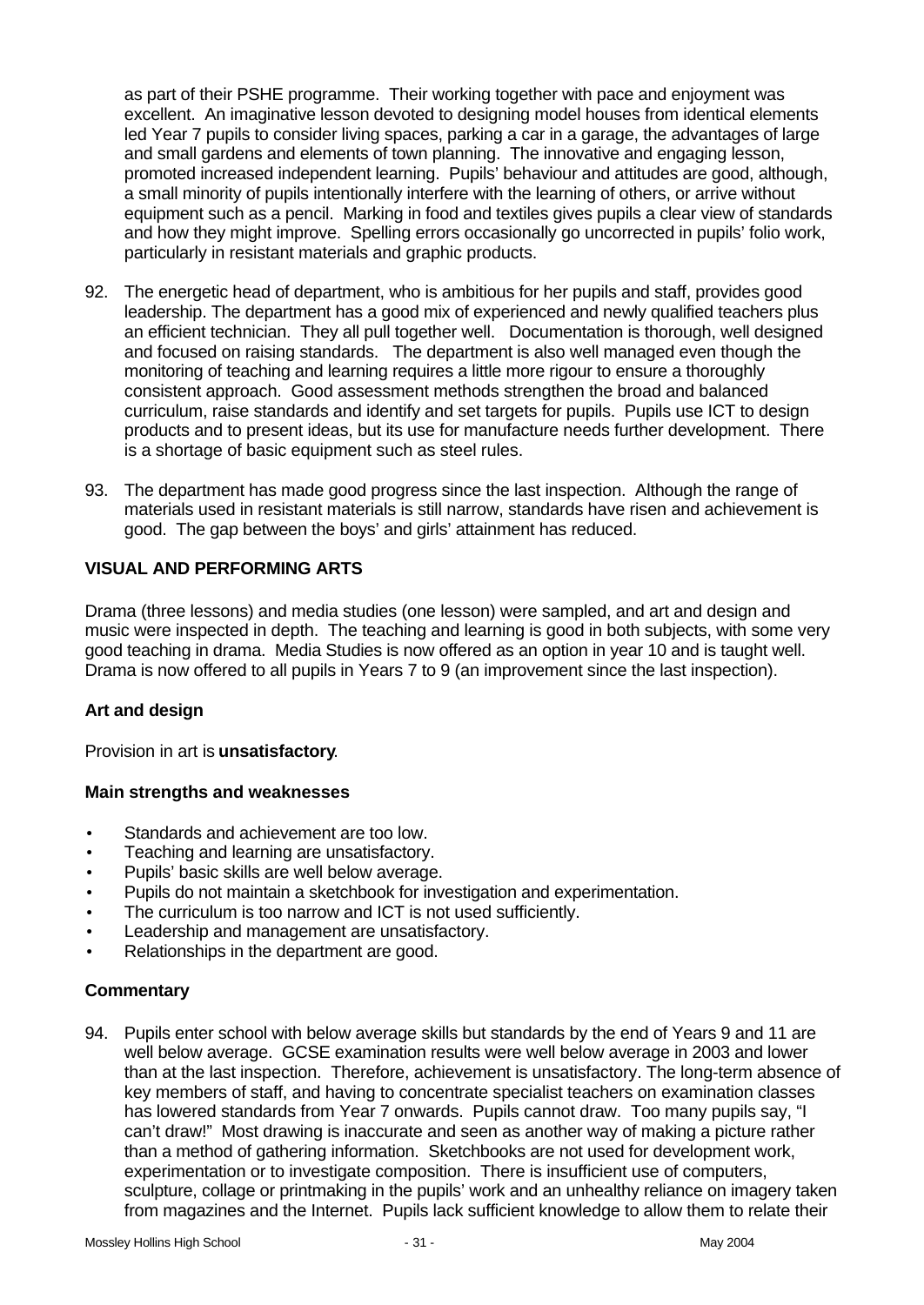as part of their PSHE programme. Their working together with pace and enjoyment was excellent. An imaginative lesson devoted to designing model houses from identical elements led Year 7 pupils to consider living spaces, parking a car in a garage, the advantages of large and small gardens and elements of town planning. The innovative and engaging lesson, promoted increased independent learning. Pupils' behaviour and attitudes are good, although, a small minority of pupils intentionally interfere with the learning of others, or arrive without equipment such as a pencil. Marking in food and textiles gives pupils a clear view of standards and how they might improve. Spelling errors occasionally go uncorrected in pupils' folio work, particularly in resistant materials and graphic products.

92. The energetic head of department, who is ambitious for her pupils and staff, provides good leadership. The department has a good mix of experienced and newly qualified teachers plus an efficient technician. They all pull together well. Documentation is thorough, well designed and focused on raising standards. The department is also well managed even though the monitoring of teaching and learning requires a little more rigour to ensure a thoroughly consistent approach. Good assessment methods strengthen the broad and balanced curriculum, raise standards and identify and set targets for pupils. Pupils use ICT to design products and to present ideas, but its use for manufacture needs further development. There is a shortage of basic equipment such as steel rules.

93. The department has made good progress since the last inspection. Although the range of materials used in resistant materials is still narrow, standards have risen and achievement is good. The gap between the boys' and girls' attainment has reduced.

## VISUAL AND PERFORMING ARTS

Drama (three lessons) and media studies (one lesson) were sampled, and art and design and music were inspected in depth. The teaching and learning is good in both subjects, with some very good teaching in drama. Media Studies is now offered as an option in year 10 and is taught well. Drama is now offered to all pupils in Years 7 to 9 (an improvement since the last inspection).

### Art and design

Provision in art is **unsatisfactory**.

### Main strengths and weaknesses

- Standards and achievement are too low.
- Teaching and learning are unsatisfactory.
- Pupils' basic skills are well below average.
- Pupils do not maintain a sketchbook for investigation and experimentation.
- The curriculum is too narrow and ICT is not used sufficiently.
- Leadership and management are unsatisfactory.
- Relationships in the department are good.

### Commentary

94. Pupils enter school with below average skills but standards by the end of Years 9 and 11 are well below average. GCSE examination results were well below average in 2003 and lower than at the last inspection. Therefore, achievement is unsatisfactory. The long-term absence of key members of staff, and having to concentrate specialist teachers on examination classes has lowered standards from Year 7 onwards. Pupils cannot draw. Too many pupils say, "I can't draw!" Most drawing is inaccurate and seen as another way of making a picture rather than a method of gathering information. Sketchbooks are not used for development work, experimentation or to investigate composition. There is insufficient use of computers, sculpture, collage or printmaking in the pupils' work and an unhealthy reliance on imagery taken from magazines and the Internet. Pupils lack sufficient knowledge to allow them to relate their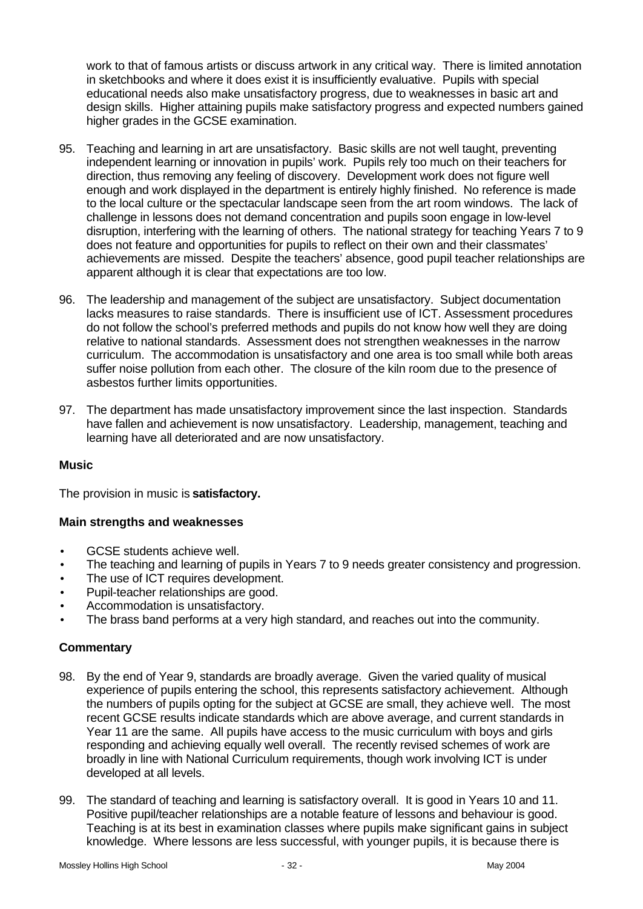work to that of famous artists or discuss artwork in any critical way. There is limited annotation in sketchbooks and where it does exist it is insufficiently evaluative. Pupils with special educational needs also make unsatisfactory progress, due to weaknesses in basic art and design skills. Higher attaining pupils make satisfactory progress and expected numbers gained higher grades in the GCSE examination.

95. Teaching and learning in art are unsatisfactory. Basic skills are not well taught, preventing independent learning or innovation in pupils' work. Pupils rely too much on their teachers for direction, thus removing any feeling of discovery. Development work does not figure well enough and work displayed in the department is entirely highly finished. No reference is made to the local culture or the spectacular landscape seen from the art room windows. The lack of challenge in lessons does not demand concentration and pupils soon engage in low-level disruption, interfering with the learning of others. The national strategy for teaching Years 7 to 9 does not feature and opportunities for pupils to reflect on their own and their classmates' achievements are missed. Despite the teachers' absence, good pupil teacher relationships are apparent although it is clear that expectations are too low.

96. The leadership and management of the subject are unsatisfactory. Subject documentation lacks measures to raise standards. There is insufficient use of ICT. Assessment procedures do not follow the school's preferred methods and pupils do not know how well they are doing relative to national standards. Assessment does not strengthen weaknesses in the narrow curriculum. The accommodation is unsatisfactory and one area is too small while both areas suffer noise pollution from each other. The closure of the kiln room due to the presence of asbestos further limits opportunities.

97. The department has made unsatisfactory improvement since the last inspection. Standards have fallen and achievement is now unsatisfactory. Leadership, management, teaching and learning have all deteriorated and are now unsatisfactory.

### Music

The provision in music is **satisfactory.**

### Main strengths and weaknesses

- GCSE students achieve well.
- The teaching and learning of pupils in Years 7 to 9 needs greater consistency and progression.
- The use of ICT requires development.
- Pupil-teacher relationships are good.
- Accommodation is unsatisfactory.
- The brass band performs at a very high standard, and reaches out into the community.

### Commentary

98. By the end of Year 9, standards are broadly average. Given the varied quality of musical experience of pupils entering the school, this represents satisfactory achievement. Although the numbers of pupils opting for the subject at GCSE are small, they achieve well. The most recent GCSE results indicate standards which are above average, and current standards in Year 11 are the same. All pupils have access to the music curriculum with boys and girls responding and achieving equally well overall. The recently revised schemes of work are broadly in line with National Curriculum requirements, though work involving ICT is under developed at all levels.

99. The standard of teaching and learning is satisfactory overall. It is good in Years 10 and 11. Positive pupil/teacher relationships are a notable feature of lessons and behaviour is good. Teaching is at its best in examination classes where pupils make significant gains in subject knowledge. Where lessons are less successful, with younger pupils, it is because there is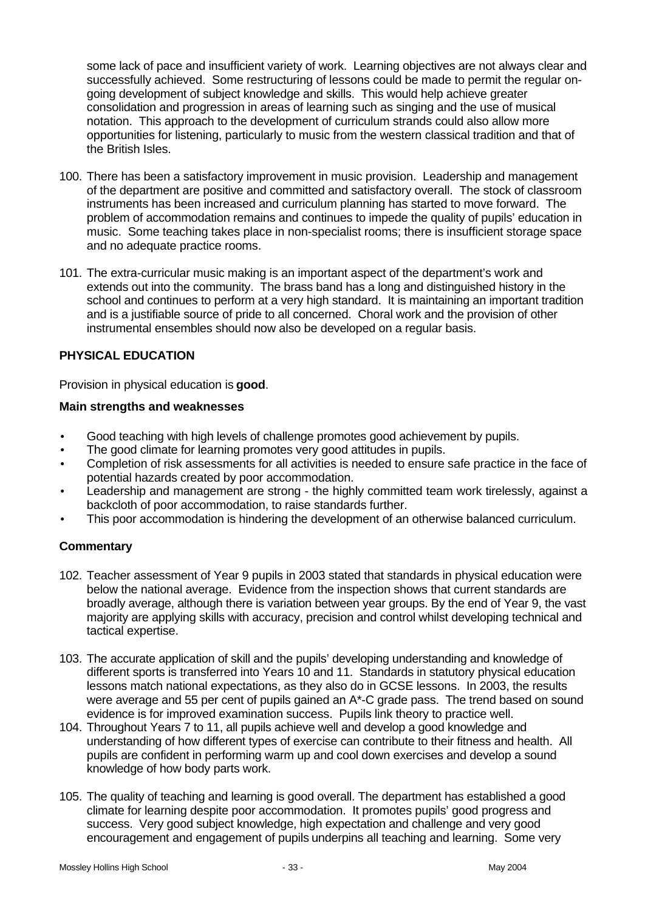some lack of pace and insufficient variety of work. Learning objectives are not always clear and successfully achieved. Some restructuring of lessons could be made to permit the regular on-going development of subject knowledge and skills. This would help achieve greater consolidation and progression in areas of learning such as singing and the use of musical notation. This approach to the development of curriculum strands could also allow more opportunities for listening, particularly to music from the western classical tradition and that of the British Isles.

100. There has been a satisfactory improvement in music provision. Leadership and management of the department are positive and committed and satisfactory overall. The stock of classroom instruments has been increased and curriculum planning has started to move forward. The problem of accommodation remains and continues to impede the quality of pupils' education in music. Some teaching takes place in non-specialist rooms; there is insufficient storage space and no adequate practice rooms.

101. The extra-curricular music making is an important aspect of the department's work and extends out into the community. The brass band has a long and distinguished history in the school and continues to perform at a very high standard. It is maintaining an important tradition and is a justifiable source of pride to all concerned. Choral work and the provision of other instrumental ensembles should now also be developed on a regular basis.

## PHYSICAL EDUCATION

Provision in physical education is **good**.

### Main strengths and weaknesses

- Good teaching with high levels of challenge promotes good achievement by pupils.
- The good climate for learning promotes very good attitudes in pupils.
- Completion of risk assessments for all activities is needed to ensure safe practice in the face of potential hazards created by poor accommodation.
- Leadership and management are strong - the highly committed team work tirelessly, against a backcloth of poor accommodation, to raise standards further.
- This poor accommodation is hindering the development of an otherwise balanced curriculum.

### Commentary

102. Teacher assessment of Year 9 pupils in 2003 stated that standards in physical education were below the national average. Evidence from the inspection shows that current standards are broadly average, although there is variation between year groups. By the end of Year 9, the vast majority are applying skills with accuracy, precision and control whilst developing technical and tactical expertise.

103. The accurate application of skill and the pupils' developing understanding and knowledge of different sports is transferred into Years 10 and 11. Standards in statutory physical education lessons match national expectations, as they also do in GCSE lessons. In 2003, the results were average and 55 per cent of pupils gained an A*-C grade pass. The trend based on sound evidence is for improved examination success. Pupils link theory to practice well.

104. Throughout Years 7 to 11, all pupils achieve well and develop a good knowledge and understanding of how different types of exercise can contribute to their fitness and health. All pupils are confident in performing warm up and cool down exercises and develop a sound knowledge of how body parts work.

105. The quality of teaching and learning is good overall. The department has established a good climate for learning despite poor accommodation. It promotes pupils' good progress and success. Very good subject knowledge, high expectation and challenge and very good encouragement and engagement of pupils underpins all teaching and learning. Some very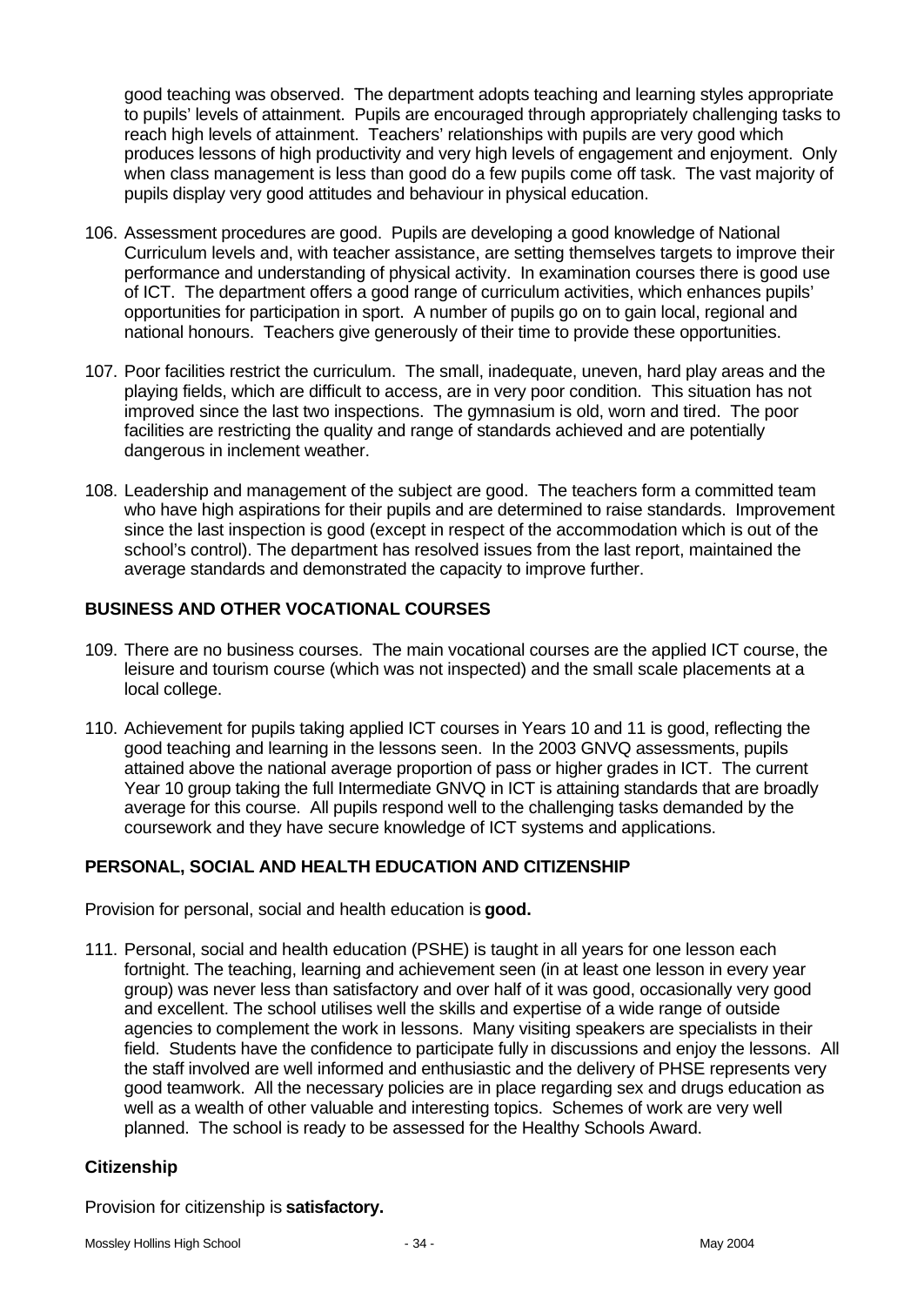good teaching was observed. The department adopts teaching and learning styles appropriate to pupils' levels of attainment. Pupils are encouraged through appropriately challenging tasks to reach high levels of attainment. Teachers' relationships with pupils are very good which produces lessons of high productivity and very high levels of engagement and enjoyment. Only when class management is less than good do a few pupils come off task. The vast majority of pupils display very good attitudes and behaviour in physical education.

106. Assessment procedures are good. Pupils are developing a good knowledge of National Curriculum levels and, with teacher assistance, are setting themselves targets to improve their performance and understanding of physical activity. In examination courses there is good use of ICT. The department offers a good range of curriculum activities, which enhances pupils' opportunities for participation in sport. A number of pupils go on to gain local, regional and national honours. Teachers give generously of their time to provide these opportunities.

107. Poor facilities restrict the curriculum. The small, inadequate, uneven, hard play areas and the playing fields, which are difficult to access, are in very poor condition. This situation has not improved since the last two inspections. The gymnasium is old, worn and tired. The poor facilities are restricting the quality and range of standards achieved and are potentially dangerous in inclement weather.

108. Leadership and management of the subject are good. The teachers form a committed team who have high aspirations for their pupils and are determined to raise standards. Improvement since the last inspection is good (except in respect of the accommodation which is out of the school's control). The department has resolved issues from the last report, maintained the average standards and demonstrated the capacity to improve further.

## BUSINESS AND OTHER VOCATIONAL COURSES

109. There are no business courses. The main vocational courses are the applied ICT course, the leisure and tourism course (which was not inspected) and the small scale placements at a local college.

110. Achievement for pupils taking applied ICT courses in Years 10 and 11 is good, reflecting the good teaching and learning in the lessons seen. In the 2003 GNVQ assessments, pupils attained above the national average proportion of pass or higher grades in ICT. The current Year 10 group taking the full Intermediate GNVQ in ICT is attaining standards that are broadly average for this course. All pupils respond well to the challenging tasks demanded by the coursework and they have secure knowledge of ICT systems and applications.

## PERSONAL, SOCIAL AND HEALTH EDUCATION AND CITIZENSHIP

Provision for personal, social and health education is **good.**

111. Personal, social and health education (PSHE) is taught in all years for one lesson each fortnight. The teaching, learning and achievement seen (in at least one lesson in every year group) was never less than satisfactory and over half of it was good, occasionally very good and excellent. The school utilises well the skills and expertise of a wide range of outside agencies to complement the work in lessons. Many visiting speakers are specialists in their field. Students have the confidence to participate fully in discussions and enjoy the lessons. All the staff involved are well informed and enthusiastic and the delivery of PHSE represents very good teamwork. All the necessary policies are in place regarding sex and drugs education as well as a wealth of other valuable and interesting topics. Schemes of work are very well planned. The school is ready to be assessed for the Healthy Schools Award.

### Citizenship

Provision for citizenship is **satisfactory.**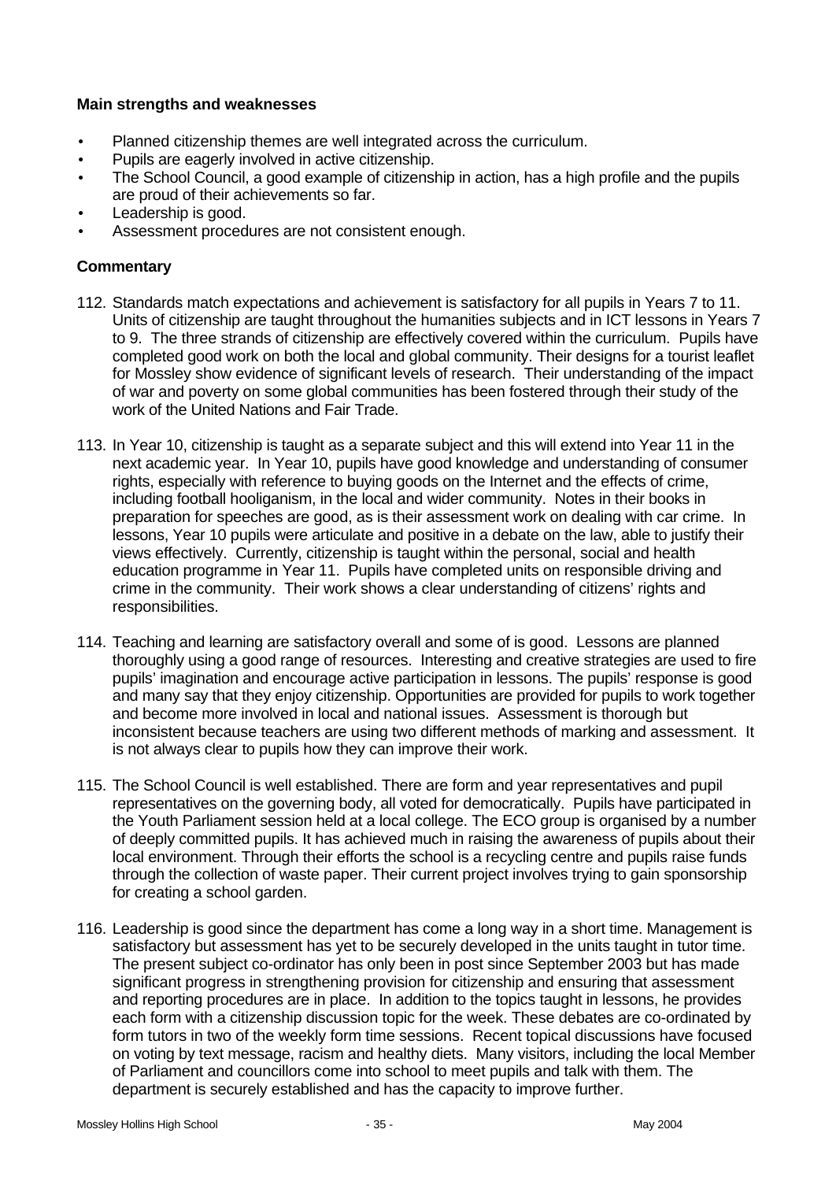**Main strengths and weaknesses**

- Planned citizenship themes are well integrated across the curriculum.
- Pupils are eagerly involved in active citizenship.
- The School Council, a good example of citizenship in action, has a high profile and the pupils are proud of their achievements so far.
- Leadership is good.
- Assessment procedures are not consistent enough.

**Commentary**

112. Standards match expectations and achievement is satisfactory for all pupils in Years 7 to 11. Units of citizenship are taught throughout the humanities subjects and in ICT lessons in Years 7 to 9. The three strands of citizenship are effectively covered within the curriculum. Pupils have completed good work on both the local and global community. Their designs for a tourist leaflet for Mossley show evidence of significant levels of research. Their understanding of the impact of war and poverty on some global communities has been fostered through their study of the work of the United Nations and Fair Trade.

113. In Year 10, citizenship is taught as a separate subject and this will extend into Year 11 in the next academic year. In Year 10, pupils have good knowledge and understanding of consumer rights, especially with reference to buying goods on the Internet and the effects of crime, including football hooliganism, in the local and wider community. Notes in their books in preparation for speeches are good, as is their assessment work on dealing with car crime. In lessons, Year 10 pupils were articulate and positive in a debate on the law, able to justify their views effectively. Currently, citizenship is taught within the personal, social and health education programme in Year 11. Pupils have completed units on responsible driving and crime in the community. Their work shows a clear understanding of citizens' rights and responsibilities.

114. Teaching and learning are satisfactory overall and some of is good. Lessons are planned thoroughly using a good range of resources. Interesting and creative strategies are used to fire pupils' imagination and encourage active participation in lessons. The pupils' response is good and many say that they enjoy citizenship. Opportunities are provided for pupils to work together and become more involved in local and national issues. Assessment is thorough but inconsistent because teachers are using two different methods of marking and assessment. It is not always clear to pupils how they can improve their work.

115. The School Council is well established. There are form and year representatives and pupil representatives on the governing body, all voted for democratically. Pupils have participated in the Youth Parliament session held at a local college. The ECO group is organised by a number of deeply committed pupils. It has achieved much in raising the awareness of pupils about their local environment. Through their efforts the school is a recycling centre and pupils raise funds through the collection of waste paper. Their current project involves trying to gain sponsorship for creating a school garden.

116. Leadership is good since the department has come a long way in a short time. Management is satisfactory but assessment has yet to be securely developed in the units taught in tutor time. The present subject co-ordinator has only been in post since September 2003 but has made significant progress in strengthening provision for citizenship and ensuring that assessment and reporting procedures are in place. In addition to the topics taught in lessons, he provides each form with a citizenship discussion topic for the week. These debates are co-ordinated by form tutors in two of the weekly form time sessions. Recent topical discussions have focused on voting by text message, racism and healthy diets. Many visitors, including the local Member of Parliament and councillors come into school to meet pupils and talk with them. The department is securely established and has the capacity to improve further.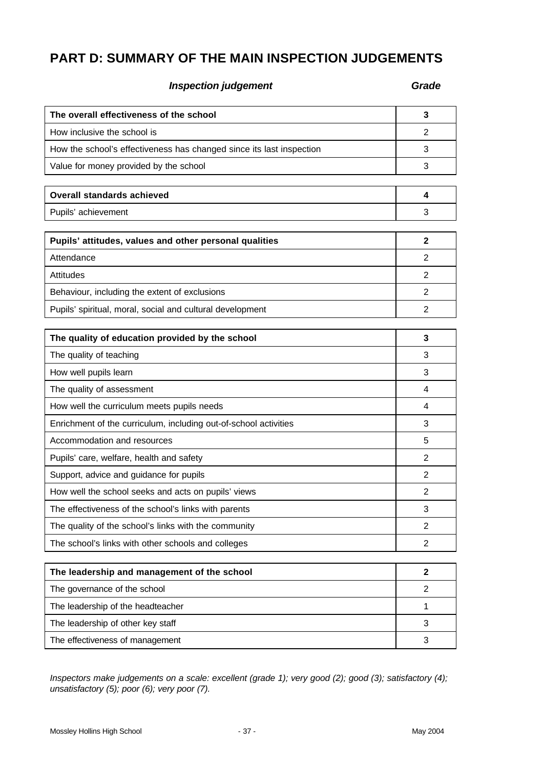# PART D: SUMMARY OF THE MAIN INSPECTION JUDGEMENTS

| *Inspection judgement* | *Grade* |
|---|---|
| **The overall effectiveness of the school** | **3** |
| How inclusive the school is | 2 |
| How the school's effectiveness has changed since its last inspection | 3 |
| Value for money provided by the school | 3 |

| | |
|---|---|
| **Overall standards achieved** | **4** |
| Pupils' achievement | 3 |

| | |
|---|---|
| **Pupils' attitudes, values and other personal qualities** | **2** |
| Attendance | 2 |
| Attitudes | 2 |
| Behaviour, including the extent of exclusions | 2 |
| Pupils' spiritual, moral, social and cultural development | 2 |

| | |
|---|---|
| **The quality of education provided by the school** | **3** |
| The quality of teaching | 3 |
| How well pupils learn | 3 |
| The quality of assessment | 4 |
| How well the curriculum meets pupils needs | 4 |
| Enrichment of the curriculum, including out-of-school activities | 3 |
| Accommodation and resources | 5 |
| Pupils' care, welfare, health and safety | 2 |
| Support, advice and guidance for pupils | 2 |
| How well the school seeks and acts on pupils' views | 2 |
| The effectiveness of the school's links with parents | 3 |
| The quality of the school's links with the community | 2 |
| The school's links with other schools and colleges | 2 |

| | |
|---|---|
| **The leadership and management of the school** | **2** |
| The governance of the school | 2 |
| The leadership of the headteacher | 1 |
| The leadership of other key staff | 3 |
| The effectiveness of management | 3 |

*Inspectors make judgements on a scale: excellent (grade 1); very good (2); good (3); satisfactory (4); unsatisfactory (5); poor (6); very poor (7).*